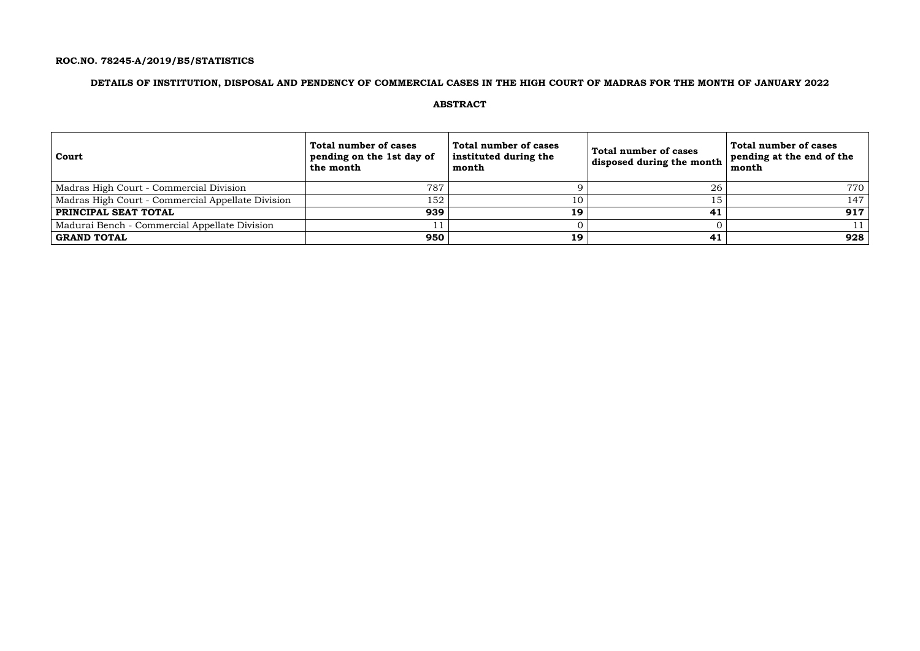**ROC.NO. 78245-A/2019/B5/STATISTICS**

## DETAILS OF INSTITUTION, DISPOSAL AND PENDENCY OF COMMERCIAL CASES IN THE HIGH COURT OF MADRAS FOR THE MONTH OF JANUARY 2022

### ABSTRACT

| Court | Total number of cases pending on the 1st day of the month | Total number of cases instituted during the month | Total number of cases disposed during the month | Total number of cases pending at the end of the month |
|---|---|---|---|---|
| Madras High Court - Commercial Division | 787 | 9 | 26 | 770 |
| Madras High Court - Commercial Appellate Division | 152 | 10 | 15 | 147 |
| **PRINCIPAL SEAT TOTAL** | **939** | **19** | **41** | **917** |
| Madurai Bench - Commercial Appellate Division | 11 | 0 | 0 | 11 |
| **GRAND TOTAL** | **950** | **19** | **41** | **928** |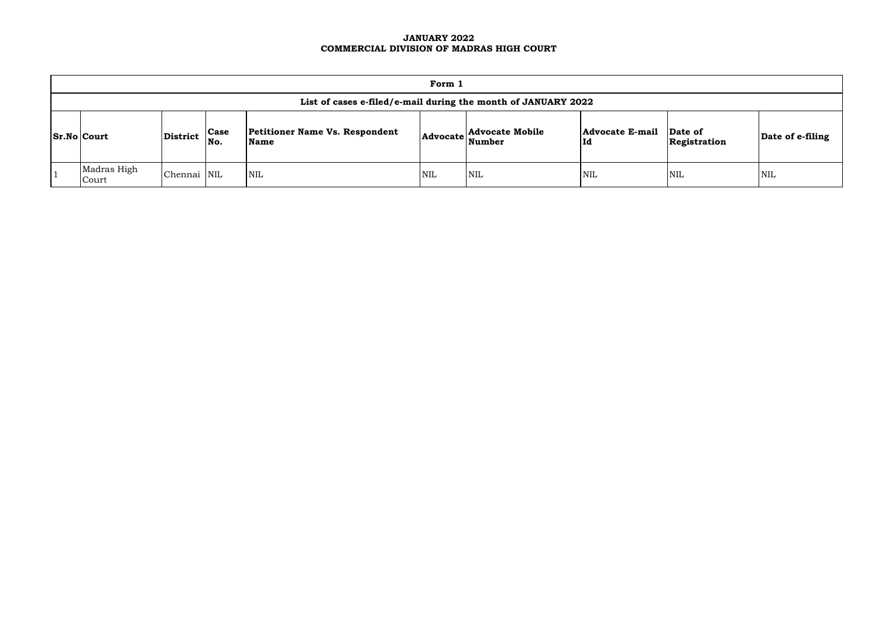**JANUARY 2022**
**COMMERCIAL DIVISION OF MADRAS HIGH COURT**

| Form 1 | | | | | | | | | |
|---|---|---|---|---|---|---|---|---|---|
| List of cases e-filed/e-mail during the month of JANUARY 2022 | | | | | | | | | |
| **Sr.No** | **Court** | **District** | **Case No.** | **Petitioner Name Vs. Respondent Name** | **Advocate** | **Advocate Mobile Number** | **Advocate E-mail Id** | **Date of Registration** | **Date of e-filing** |
| 1 | Madras High Court | Chennai | NIL | NIL | NIL | NIL | NIL | NIL | NIL |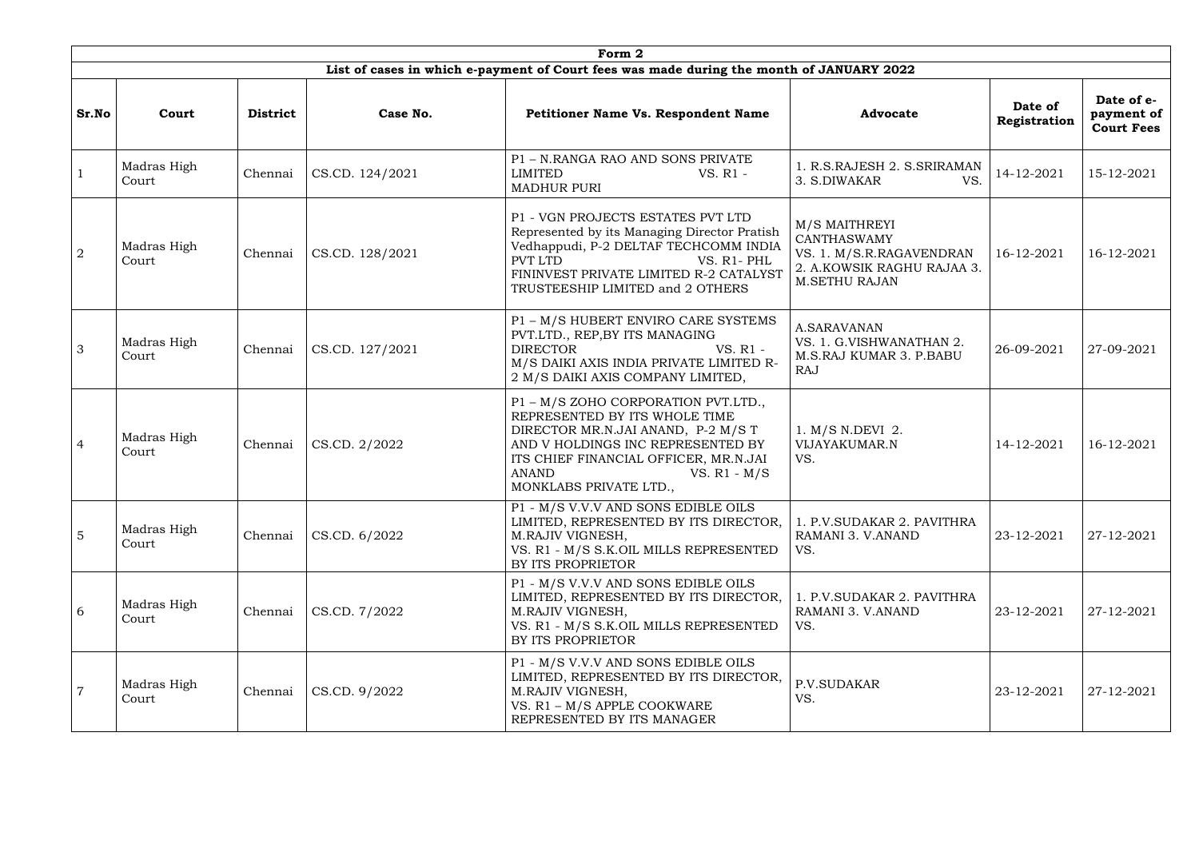| Form 2 | | | | | | | |
|---|---|---|---|---|---|---|---|
| **List of cases in which e-payment of Court fees was made during the month of JANUARY 2022** | | | | | | | |
| **Sr.No** | **Court** | **District** | **Case No.** | **Petitioner Name Vs. Respondent Name** | **Advocate** | **Date of Registration** | **Date of e-payment of Court Fees** |
| 1 | Madras High Court | Chennai | CS.CD. 124/2021 | P1 – N.RANGA RAO AND SONS PRIVATE LIMITED VS. R1 - MADHUR PURI | 1. R.S.RAJESH 2. S.SRIRAMAN 3. S.DIWAKAR VS. | 14-12-2021 | 15-12-2021 |
| 2 | Madras High Court | Chennai | CS.CD. 128/2021 | P1 - VGN PROJECTS ESTATES PVT LTD Represented by its Managing Director Pratish Vedhappudi, P-2 DELTAF TECHCOMM INDIA PVT LTD VS. R1- PHL FININVEST PRIVATE LIMITED R-2 CATALYST TRUSTEESHIP LIMITED and 2 OTHERS | M/S MAITHREYI CANTHASWAMY VS. 1. M/S.R.RAGAVENDRAN 2. A.KOWSIK RAGHU RAJAA 3. M.SETHU RAJAN | 16-12-2021 | 16-12-2021 |
| 3 | Madras High Court | Chennai | CS.CD. 127/2021 | P1 – M/S HUBERT ENVIRO CARE SYSTEMS PVT.LTD., REP,BY ITS MANAGING DIRECTOR VS. R1 - M/S DAIKI AXIS INDIA PRIVATE LIMITED R-2 M/S DAIKI AXIS COMPANY LIMITED, | A.SARAVANAN VS. 1. G.VISHWANATHAN 2. M.S.RAJ KUMAR 3. P.BABU RAJ | 26-09-2021 | 27-09-2021 |
| 4 | Madras High Court | Chennai | CS.CD. 2/2022 | P1 – M/S ZOHO CORPORATION PVT.LTD., REPRESENTED BY ITS WHOLE TIME DIRECTOR MR.N.JAI ANAND, P-2 M/S T AND V HOLDINGS INC REPRESENTED BY ITS CHIEF FINANCIAL OFFICER, MR.N.JAI ANAND VS. R1 - M/S MONKLABS PRIVATE LTD., | 1. M/S N.DEVI 2. VIJAYAKUMAR.N VS. | 14-12-2021 | 16-12-2021 |
| 5 | Madras High Court | Chennai | CS.CD. 6/2022 | P1 - M/S V.V.V AND SONS EDIBLE OILS LIMITED, REPRESENTED BY ITS DIRECTOR, M.RAJIV VIGNESH, VS. R1 - M/S S.K.OIL MILLS REPRESENTED BY ITS PROPRIETOR | 1. P.V.SUDAKAR 2. PAVITHRA RAMANI 3. V.ANAND VS. | 23-12-2021 | 27-12-2021 |
| 6 | Madras High Court | Chennai | CS.CD. 7/2022 | P1 - M/S V.V.V AND SONS EDIBLE OILS LIMITED, REPRESENTED BY ITS DIRECTOR, M.RAJIV VIGNESH, VS. R1 - M/S S.K.OIL MILLS REPRESENTED BY ITS PROPRIETOR | 1. P.V.SUDAKAR 2. PAVITHRA RAMANI 3. V.ANAND VS. | 23-12-2021 | 27-12-2021 |
| 7 | Madras High Court | Chennai | CS.CD. 9/2022 | P1 - M/S V.V.V AND SONS EDIBLE OILS LIMITED, REPRESENTED BY ITS DIRECTOR, M.RAJIV VIGNESH, VS. R1 – M/S APPLE COOKWARE REPRESENTED BY ITS MANAGER | P.V.SUDAKAR VS. | 23-12-2021 | 27-12-2021 |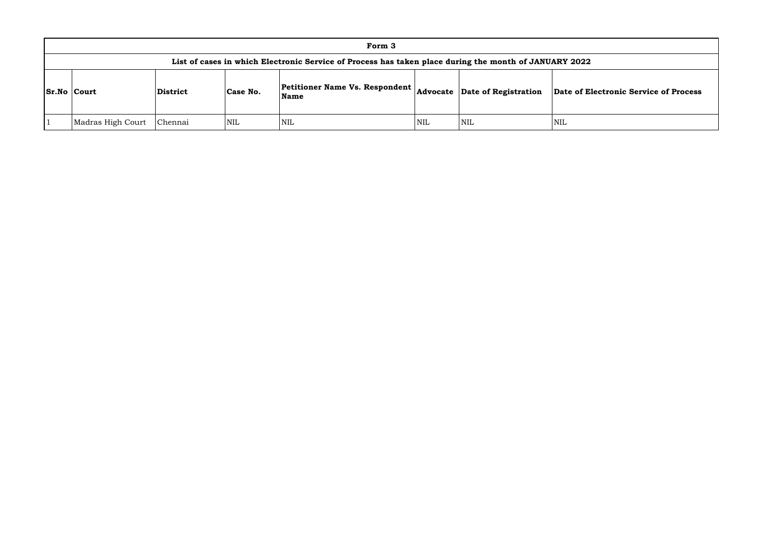| Form 3 | | | | | | | |
|---|---|---|---|---|---|---|---|
| List of cases in which Electronic Service of Process has taken place during the month of JANUARY 2022 | | | | | | | |
| **Sr.No** | **Court** | **District** | **Case No.** | **Petitioner Name Vs. Respondent Name** | **Advocate** | **Date of Registration** | **Date of Electronic Service of Process** |
| 1 | Madras High Court | Chennai | NIL | NIL | NIL | NIL | NIL |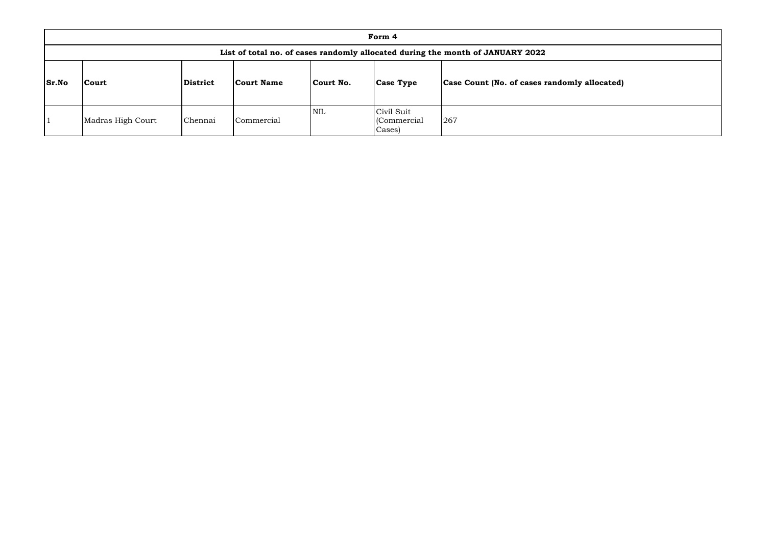| Form 4 | | | | | | |
|---|---|---|---|---|---|---|
| **List of total no. of cases randomly allocated during the month of JANUARY 2022** | | | | | | |
| **Sr.No** | **Court** | **District** | **Court Name** | **Court No.** | **Case Type** | **Case Count (No. of cases randomly allocated)** |
| 1 | Madras High Court | Chennai | Commercial | NIL | Civil Suit (Commercial Cases) | 267 |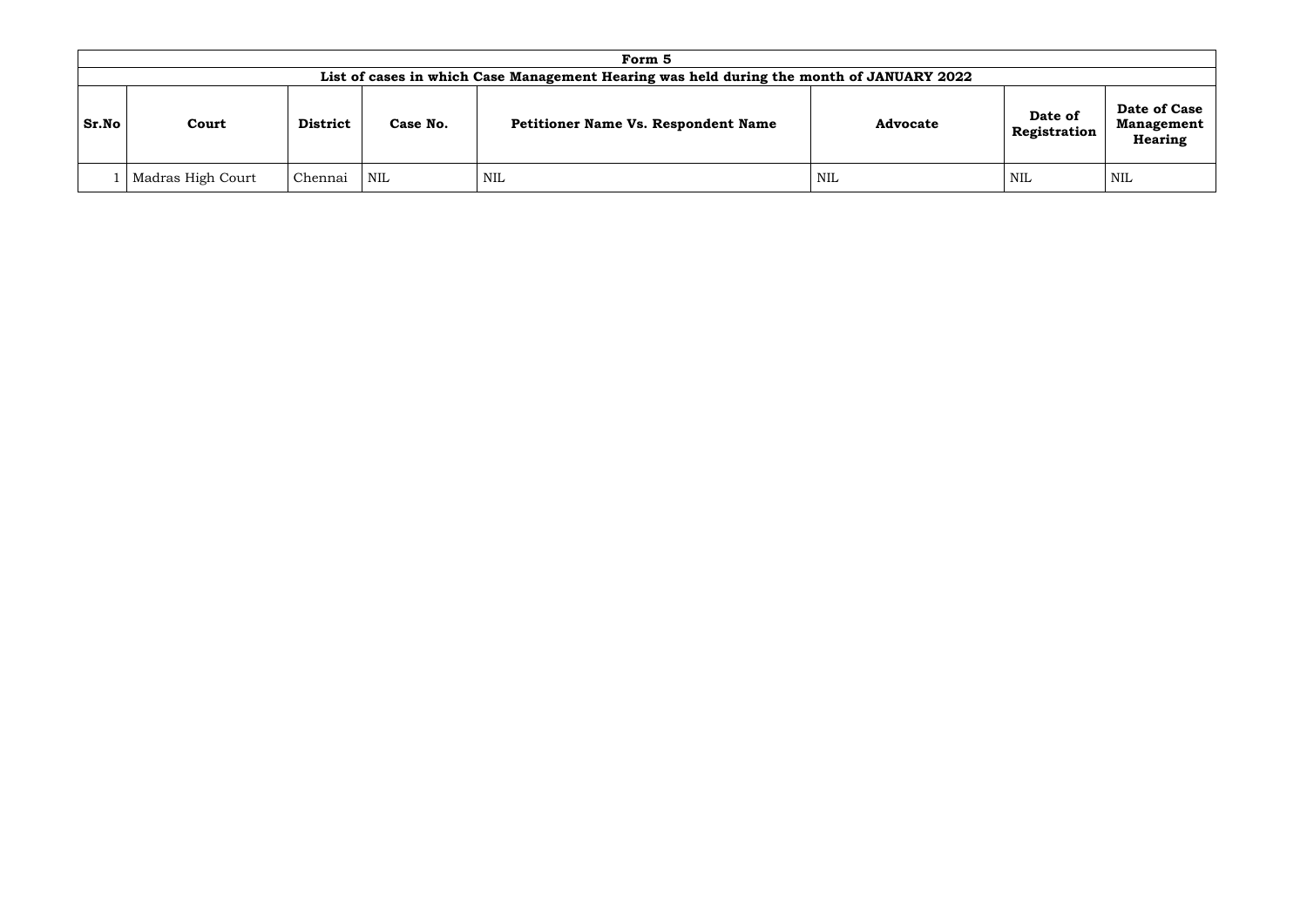| Form 5 | | | | | | | |
|---|---|---|---|---|---|---|---|
| List of cases in which Case Management Hearing was held during the month of JANUARY 2022 | | | | | | | |
| **Sr.No** | **Court** | **District** | **Case No.** | **Petitioner Name Vs. Respondent Name** | **Advocate** | **Date of Registration** | **Date of Case Management Hearing** |
| 1 | Madras High Court | Chennai | NIL | NIL | NIL | NIL | NIL |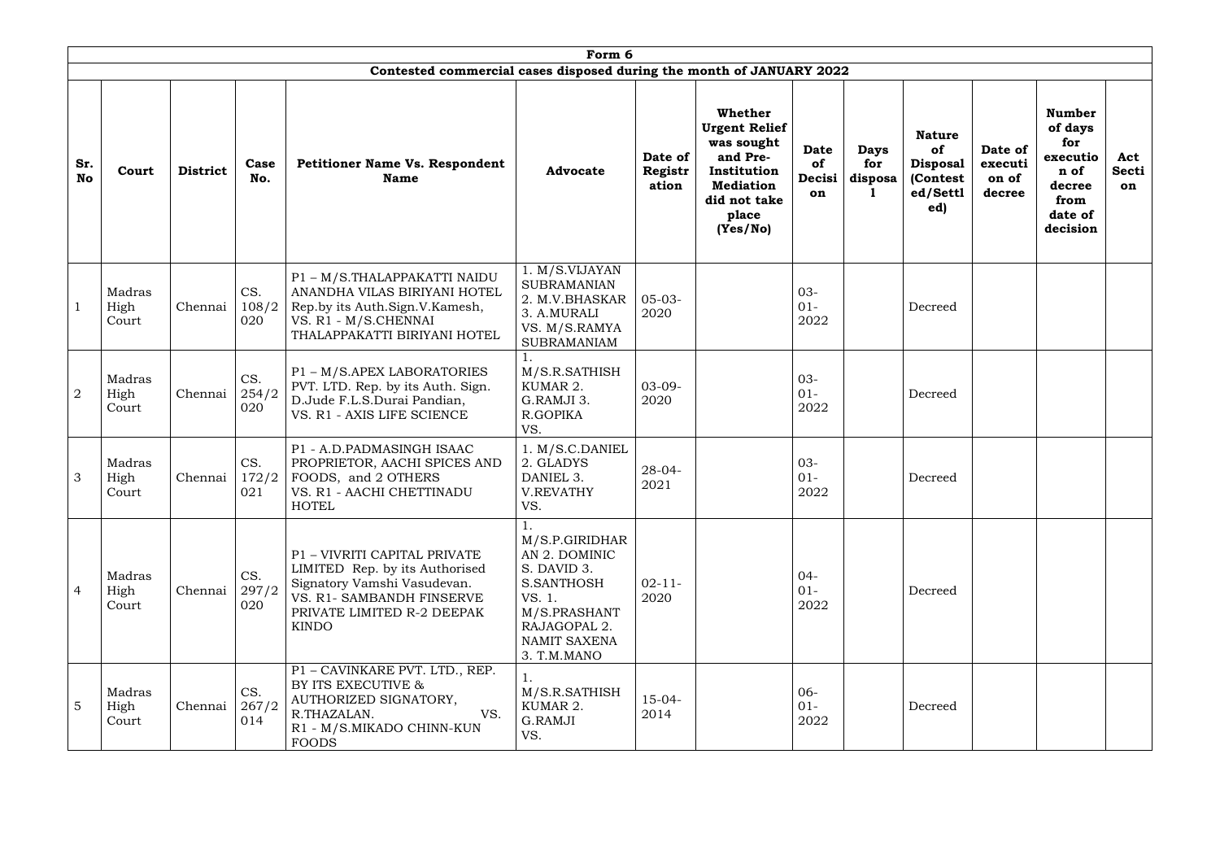## Form 6

### Contested commercial cases disposed during the month of JANUARY 2022

| Sr. No | Court | District | Case No. | Petitioner Name Vs. Respondent Name | Advocate | Date of Registration | Whether Urgent Relief was sought and Pre-Institution Mediation did not take place (Yes/No) | Date of Decision | Days for disposal | Nature of Disposal (Contested/Settled) | Date of execution of decree | Number of days for execution of decree from date of decision | Act Section |
|---|---|---|---|---|---|---|---|---|---|---|---|---|---|
| 1 | Madras High Court | Chennai | CS. 108/2020 | P1 – M/S.THALAPPAKATTI NAIDU ANANDHA VILAS BIRIYANI HOTEL Rep.by its Auth.Sign.V.Kamesh, VS. R1 - M/S.CHENNAI THALAPPAKATTI BIRIYANI HOTEL | 1. M/S.VIJAYAN SUBRAMANIAN 2. M.V.BHASKAR 3. A.MURALI VS. M/S.RAMYA SUBRAMANIAM | 05-03-2020 | | 03-01-2022 | | Decreed | | | |
| 2 | Madras High Court | Chennai | CS. 254/2020 | P1 – M/S.APEX LABORATORIES PVT. LTD. Rep. by its Auth. Sign. D.Jude F.L.S.Durai Pandian, VS. R1 - AXIS LIFE SCIENCE | 1. M/S.R.SATHISH KUMAR 2. G.RAMJI 3. R.GOPIKA VS. | 03-09-2020 | | 03-01-2022 | | Decreed | | | |
| 3 | Madras High Court | Chennai | CS. 172/2021 | P1 - A.D.PADMASINGH ISAAC PROPRIETOR, AACHI SPICES AND FOODS, and 2 OTHERS VS. R1 - AACHI CHETTINADU HOTEL | 1. M/S.C.DANIEL 2. GLADYS DANIEL 3. V.REVATHY VS. | 28-04-2021 | | 03-01-2022 | | Decreed | | | |
| 4 | Madras High Court | Chennai | CS. 297/2020 | P1 – VIVRITI CAPITAL PRIVATE LIMITED Rep. by its Authorised Signatory Vamshi Vasudevan. VS. R1- SAMBANDH FINSERVE PRIVATE LIMITED R-2 DEEPAK KINDO | 1. M/S.P.GIRIDHARAN 2. DOMINIC S. DAVID 3. S.SANTHOSH VS. 1. M/S.PRASHANT RAJAGOPAL 2. NAMIT SAXENA 3. T.M.MANO | 02-11-2020 | | 04-01-2022 | | Decreed | | | |
| 5 | Madras High Court | Chennai | CS. 267/2014 | P1 – CAVINKARE PVT. LTD., REP. BY ITS EXECUTIVE & AUTHORIZED SIGNATORY, R.THAZALAN. VS. R1 - M/S.MIKADO CHINN-KUN FOODS | 1. M/S.R.SATHISH KUMAR 2. G.RAMJI VS. | 15-04-2014 | | 06-01-2022 | | Decreed | | | |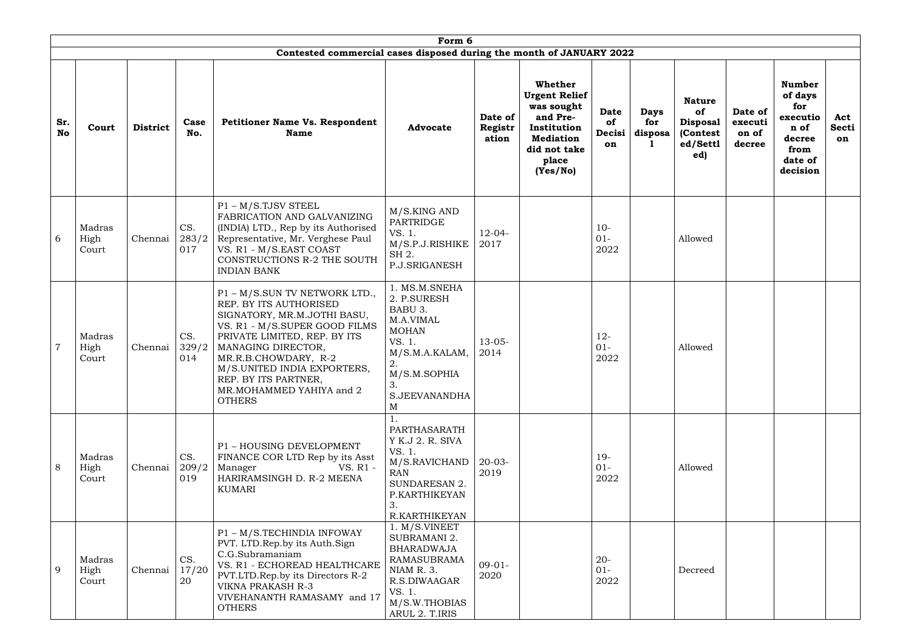| Form 6 | | | | | | | | | | | | | |
|---|---|---|---|---|---|---|---|---|---|---|---|---|---|
| **Contested commercial cases disposed during the month of JANUARY 2022** | | | | | | | | | | | | | |
| **Sr. No** | **Court** | **District** | **Case No.** | **Petitioner Name Vs. Respondent Name** | **Advocate** | **Date of Registration** | **Whether Urgent Relief was sought and Pre-Institution Mediation did not take place (Yes/No)** | **Date of Decision** | **Days for disposal** | **Nature of Disposal (Contested/Settled)** | **Date of execution of decree** | **Number of days for execution of decree from date of decision** | **Act Section** |
| 6 | Madras High Court | Chennai | CS. 283/2017 | P1 – M/S.TJSV STEEL FABRICATION AND GALVANIZING (INDIA) LTD., Rep by its Authorised Representative, Mr. Verghese Paul VS. R1 - M/S.EAST COAST CONSTRUCTIONS R-2 THE SOUTH INDIAN BANK | M/S.KING AND PARTRIDGE VS. 1. M/S.P.J.RISHIKESH 2. P.J.SRIGANESH | 12-04-2017 | | 10-01-2022 | | Allowed | | | |
| 7 | Madras High Court | Chennai | CS. 329/2014 | P1 – M/S.SUN TV NETWORK LTD., REP. BY ITS AUTHORISED SIGNATORY, MR.M.JOTHI BASU, VS. R1 - M/S.SUPER GOOD FILMS PRIVATE LIMITED, REP. BY ITS MANAGING DIRECTOR, MR.R.B.CHOWDARY, R-2 M/S.UNITED INDIA EXPORTERS, REP. BY ITS PARTNER, MR.MOHAMMED YAHIYA and 2 OTHERS | 1. MS.M.SNEHA 2. P.SURESH BABU 3. M.A.VIMAL MOHAN VS. 1. M/S.M.A.KALAM, 2. M/S.M.SOPHIA 3. S.JEEVANANDHAM | 13-05-2014 | | 12-01-2022 | | Allowed | | | |
| 8 | Madras High Court | Chennai | CS. 209/2019 | P1 – HOUSING DEVELOPMENT FINANCE COR LTD Rep by its Asst Manager VS. R1 - HARIRAMSINGH D. R-2 MEENA KUMARI | 1. PARTHASARATHY K.J 2. R. SIVA VS. 1. M/S.RAVICHANDRAN SUNDARESAN 2. P.KARTHIKEYAN 3. R.KARTHIKEYAN | 20-03-2019 | | 19-01-2022 | | Allowed | | | |
| 9 | Madras High Court | Chennai | CS. 17/2020 | P1 – M/S.TECHINDIA INFOWAY PVT. LTD.Rep.by its Auth.Sign C.G.Subramaniam VS. R1 - ECHOREAD HEALTHCARE PVT.LTD.Rep.by its Directors R-2 VIKNA PRAKASH R-3 VIVEHANANTH RAMASAMY and 17 OTHERS | 1. M/S.VINEET SUBRAMANI 2. BHARADWAJA RAMASUBRAMANIAM R. 3. R.S.DIWAAGAR VS. 1. M/S.W.THOBIAS ARUL 2. T.IRIS | 09-01-2020 | | 20-01-2022 | | Decreed | | | |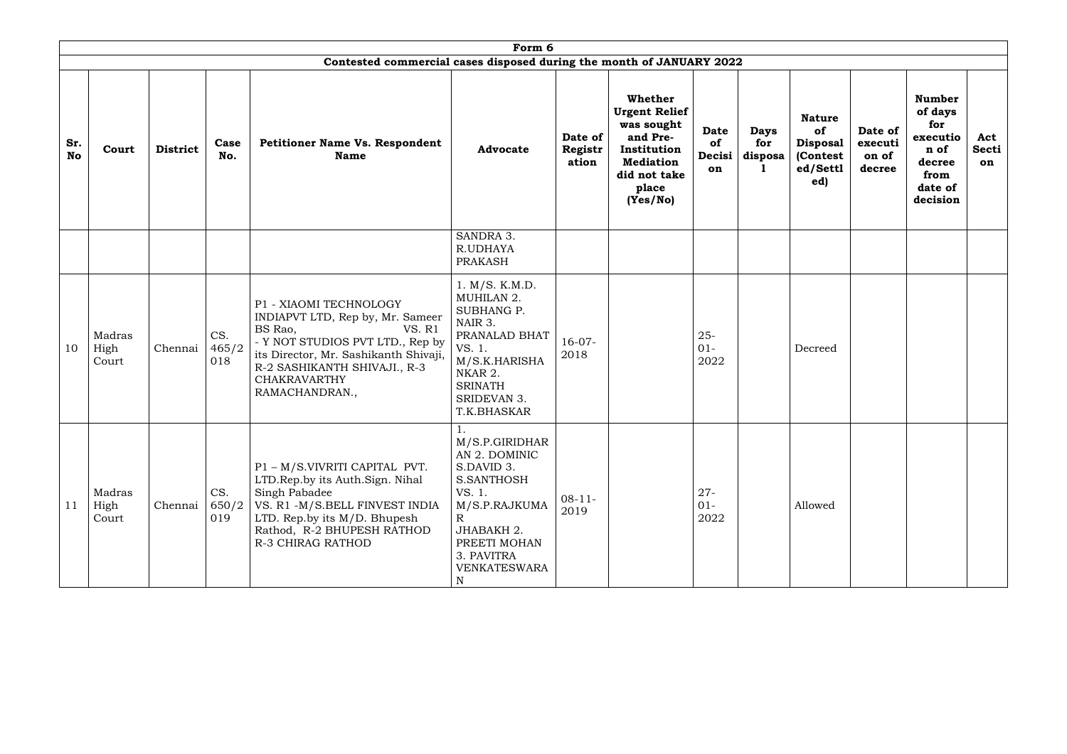| Form 6 | | | | | | | | | | | | | |
|---|---|---|---|---|---|---|---|---|---|---|---|---|---|
| Contested commercial cases disposed during the month of JANUARY 2022 | | | | | | | | | | | | | |
| **Sr. No** | **Court** | **District** | **Case No.** | **Petitioner Name Vs. Respondent Name** | **Advocate** | **Date of Registration** | **Whether Urgent Relief was sought and Pre-Institution Mediation did not take place (Yes/No)** | **Date of Decision** | **Days for disposal** | **Nature of Disposal (Contested/Settled)** | **Date of execution of decree** | **Number of days for execution of decree from date of decision** | **Act Section** |
| | | | | | SANDRA 3. R.UDHAYA PRAKASH | | | | | | | | |
| 10 | Madras High Court | Chennai | CS. 465/2018 | P1 - XIAOMI TECHNOLOGY INDIAPVT LTD, Rep by, Mr. Sameer BS Rao, VS. R1 - Y NOT STUDIOS PVT LTD., Rep by its Director, Mr. Sashikanth Shivaji, R-2 SASHIKANTH SHIVAJI., R-3 CHAKRAVARTHY RAMACHANDRAN., | 1. M/S. K.M.D. MUHILAN 2. SUBHANG P. NAIR 3. PRANALAD BHAT VS. 1. M/S.K.HARISHANKAR 2. SRINATH SRIDEVAN 3. T.K.BHASKAR | 16-07-2018 | | 25-01-2022 | | Decreed | | | |
| 11 | Madras High Court | Chennai | CS. 650/2019 | P1 – M/S.VIVRITI CAPITAL PVT. LTD.Rep.by its Auth.Sign. Nihal Singh Pabadee VS. R1 -M/S.BELL FINVEST INDIA LTD. Rep.by its M/D. Bhupesh Rathod, R-2 BHUPESH RATHOD R-3 CHIRAG RATHOD | 1. M/S.P.GIRIDHARAN 2. DOMINIC S.DAVID 3. S.SANTHOSH VS. 1. M/S.P.RAJKUMAR JHABAKH 2. PREETI MOHAN 3. PAVITRA VENKATESWARAN | 08-11-2019 | | 27-01-2022 | | Allowed | | | |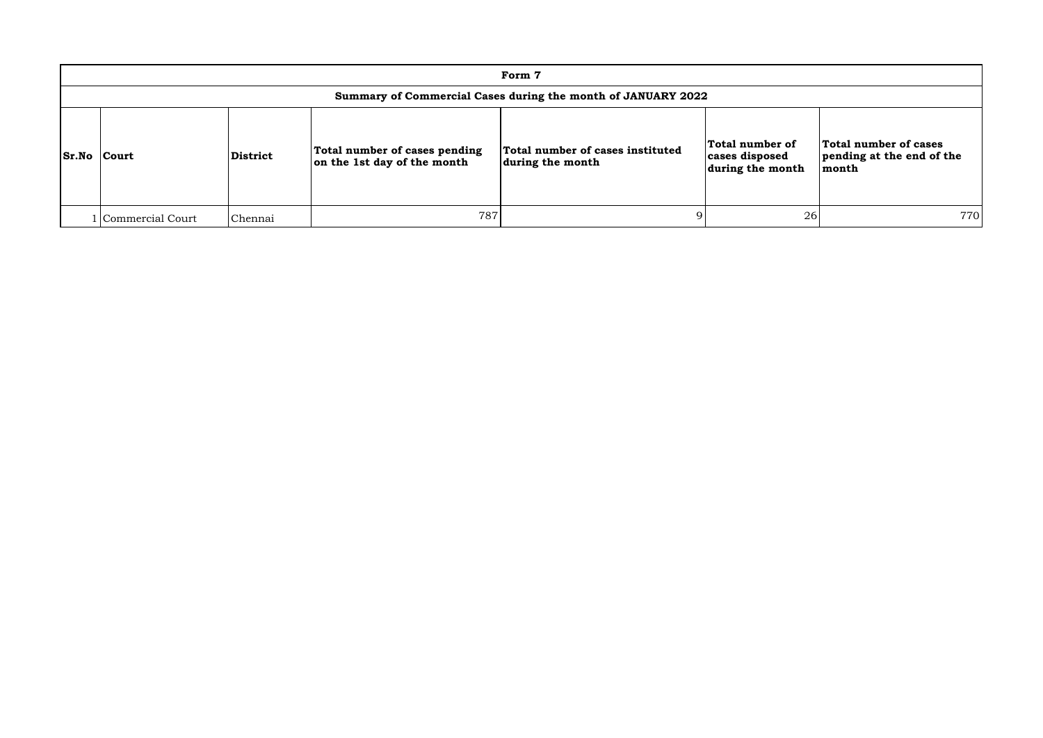| Form 7 | | | | | | |
|---|---|---|---|---|---|---|
| **Summary of Commercial Cases during the month of JANUARY 2022** | | | | | | |
| **Sr.No** | **Court** | **District** | **Total number of cases pending on the 1st day of the month** | **Total number of cases instituted during the month** | **Total number of cases disposed during the month** | **Total number of cases pending at the end of the month** |
| 1 | Commercial Court | Chennai | 787 | 9 | 26 | 770 |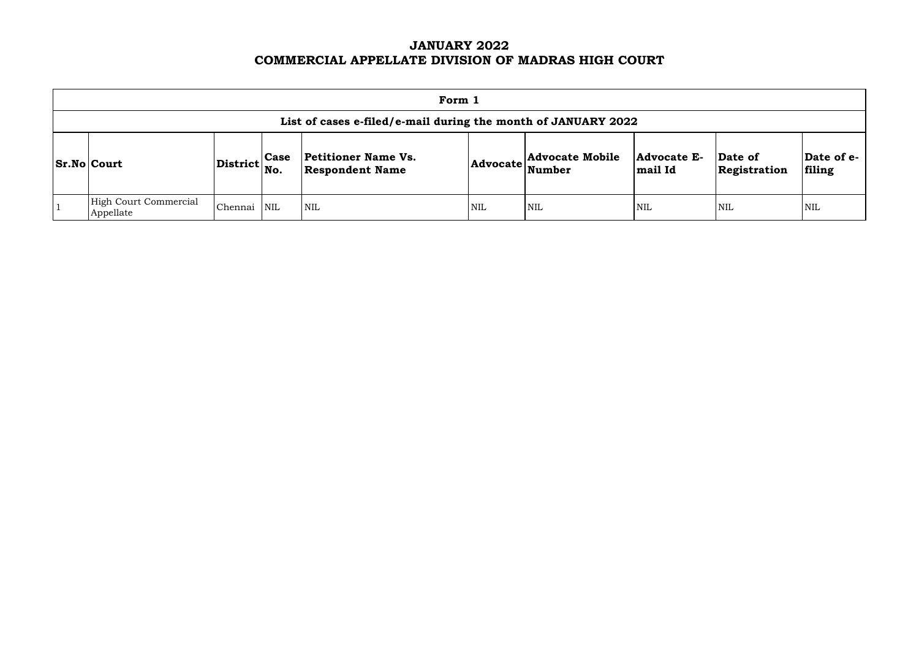# JANUARY 2022
# COMMERCIAL APPELLATE DIVISION OF MADRAS HIGH COURT

| Form 1 | | | | | | | | | |
|---|---|---|---|---|---|---|---|---|---|
| **List of cases e-filed/e-mail during the month of JANUARY 2022** | | | | | | | | | |
| **Sr.No** | **Court** | **District** | **Case No.** | **Petitioner Name Vs. Respondent Name** | **Advocate** | **Advocate Mobile Number** | **Advocate E-mail Id** | **Date of Registration** | **Date of e-filing** |
| 1 | High Court Commercial Appellate | Chennai | NIL | NIL | NIL | NIL | NIL | NIL | NIL |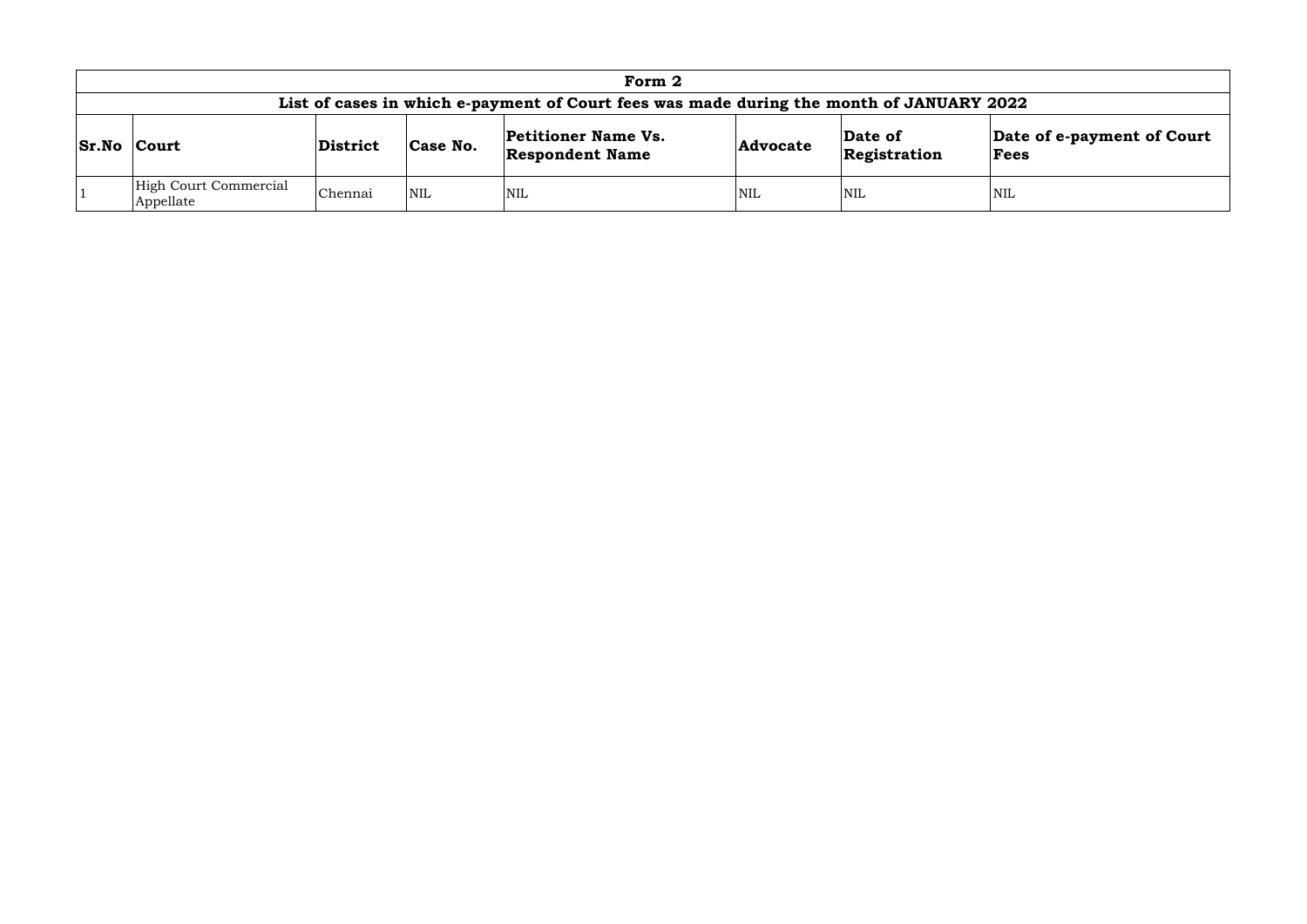| Form 2 | | | | | | | |
|---|---|---|---|---|---|---|---|
| **List of cases in which e-payment of Court fees was made during the month of JANUARY 2022** | | | | | | | |
| **Sr.No** | **Court** | **District** | **Case No.** | **Petitioner Name Vs. Respondent Name** | **Advocate** | **Date of Registration** | **Date of e-payment of Court Fees** |
| 1 | High Court Commercial Appellate | Chennai | NIL | NIL | NIL | NIL | NIL |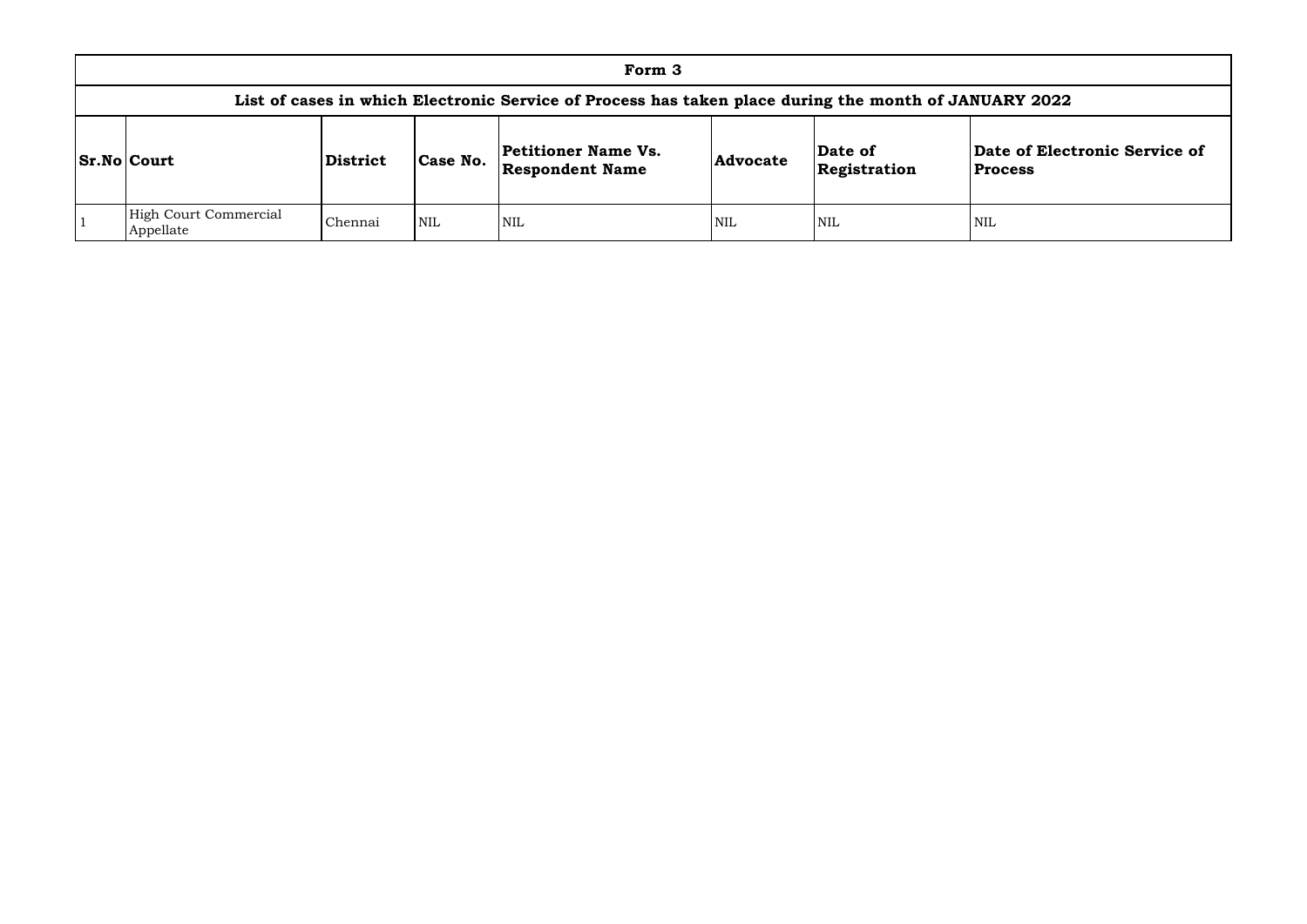# Form 3

## List of cases in which Electronic Service of Process has taken place during the month of JANUARY 2022

| Sr.No | Court | District | Case No. | Petitioner Name Vs. Respondent Name | Advocate | Date of Registration | Date of Electronic Service of Process |
|---|---|---|---|---|---|---|---|
| 1 | High Court Commercial Appellate | Chennai | NIL | NIL | NIL | NIL | NIL |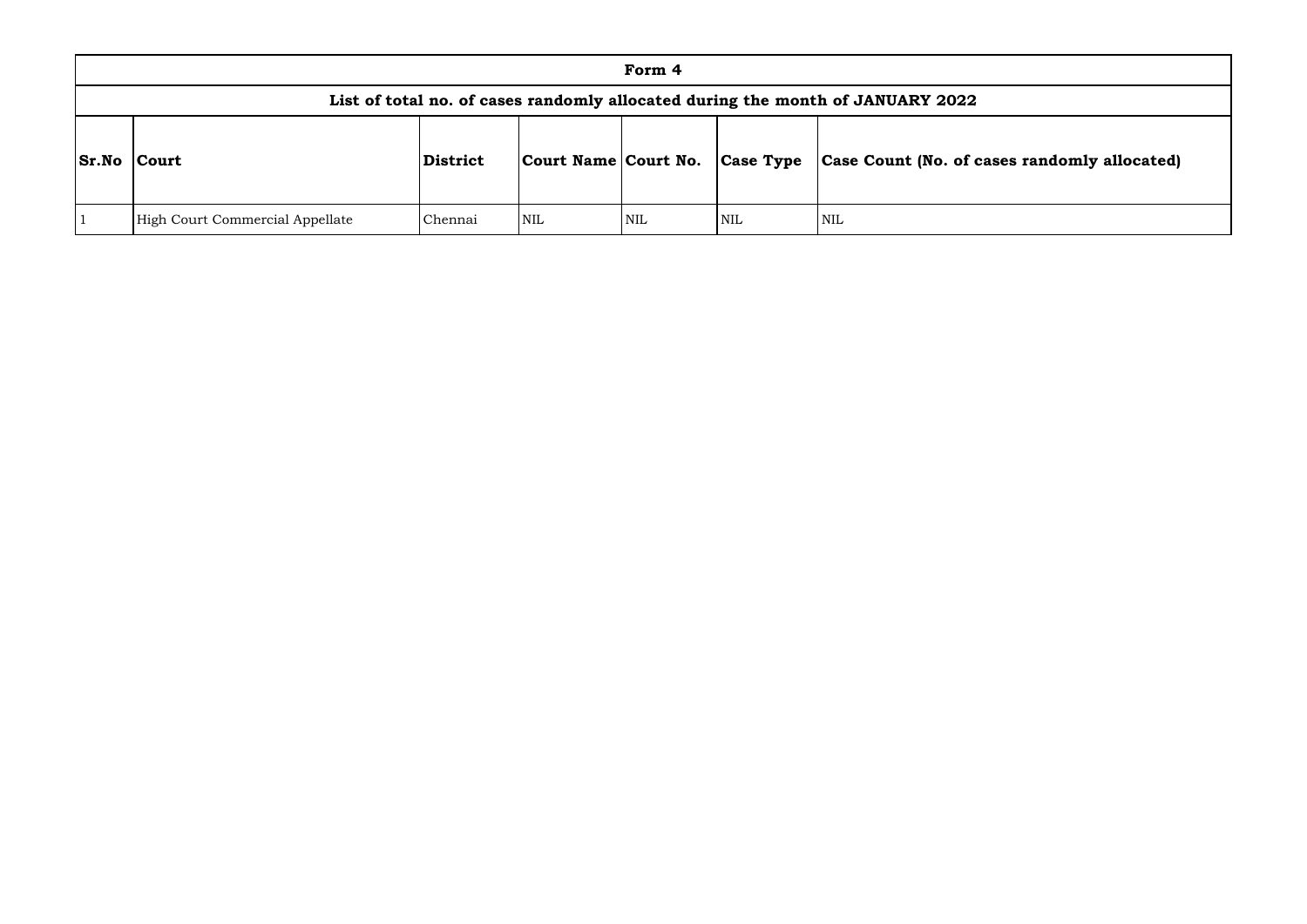| Form 4 | | | | | | |
|---|---|---|---|---|---|---|
| List of total no. of cases randomly allocated during the month of JANUARY 2022 | | | | | | |
| **Sr.No** | **Court** | **District** | **Court Name** | **Court No.** | **Case Type** | **Case Count (No. of cases randomly allocated)** |
| 1 | High Court Commercial Appellate | Chennai | NIL | NIL | NIL | NIL |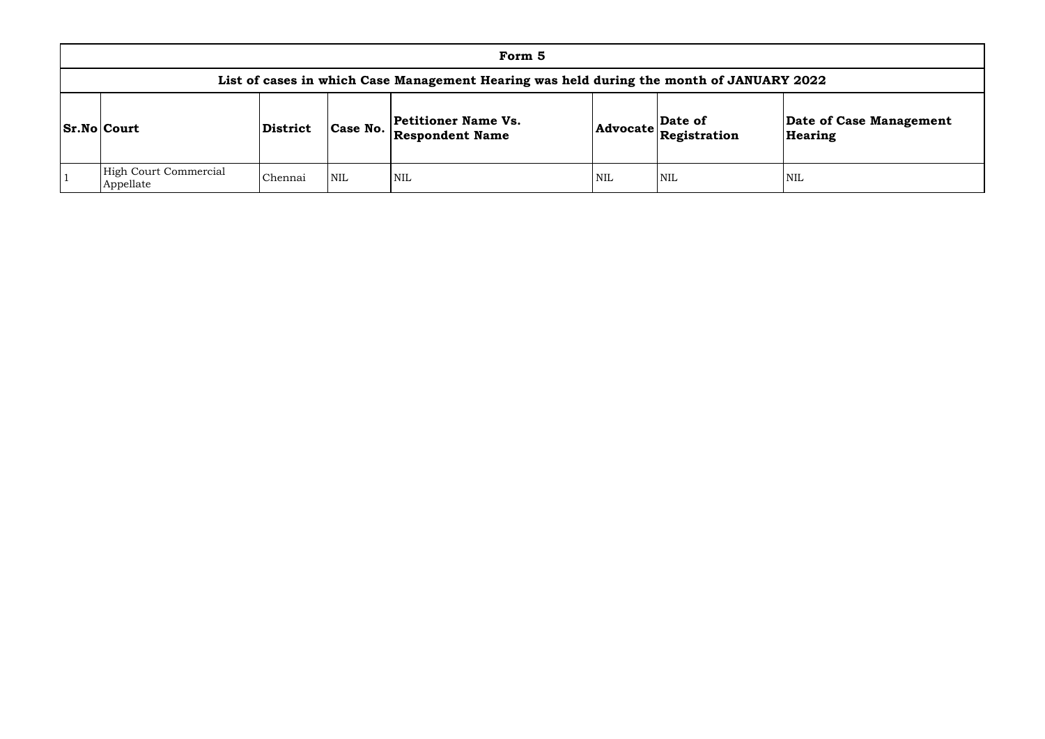# Form 5

## List of cases in which Case Management Hearing was held during the month of JANUARY 2022

| Sr.No | Court | District | Case No. | Petitioner Name Vs. Respondent Name | Advocate | Date of Registration | Date of Case Management Hearing |
|---|---|---|---|---|---|---|---|
| 1 | High Court Commercial Appellate | Chennai | NIL | NIL | NIL | NIL | NIL |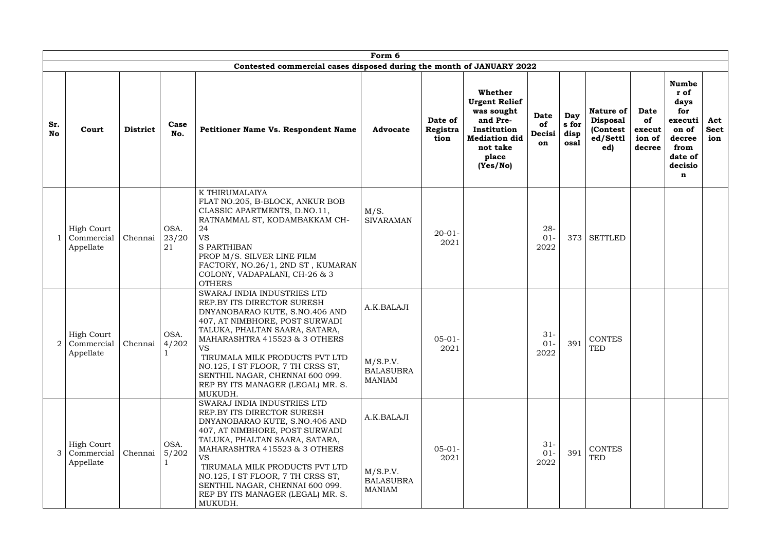| Form 6 | | | | | | | | | | | | | | |
|---|---|---|---|---|---|---|---|---|---|---|---|---|---|---|
| Contested commercial cases disposed during the month of JANUARY 2022 | | | | | | | | | | | | | | |
| **Sr. No** | **Court** | **District** | **Case No.** | **Petitioner Name Vs. Respondent Name** | **Advocate** | **Date of Registration** | **Whether Urgent Relief was sought and Pre-Institution Mediation did not take place (Yes/No)** | **Date of Decision** | **Days for disposal** | **Nature of Disposal (Contested/Settled)** | **Date of execution of decree** | **Number of days for execution of decree from date of decision** | **Act Section** |
| 1 | High Court Commercial Appellate | Chennai | OSA. 23/2021 | K THIRUMALAIYA FLAT NO.205, B-BLOCK, ANKUR BOB CLASSIC APARTMENTS, D.NO.11, RATNAMMAL ST, KODAMBAKKAM CH-24 VS S PARTHIBAN PROP M/S. SILVER LINE FILM FACTORY, NO.26/1, 2ND ST , KUMARAN COLONY, VADAPALANI, CH-26 & 3 OTHERS | M/S. SIVARAMAN | 20-01-2021 | | 28-01-2022 | 373 | SETTLED | | | |
| 2 | High Court Commercial Appellate | Chennai | OSA. 4/2021 | SWARAJ INDIA INDUSTRIES LTD REP.BY ITS DIRECTOR SURESH DNYANOBARAO KUTE, S.NO.406 AND 407, AT NIMBHORE, POST SURWADI TALUKA, PHALTAN SAARA, SATARA, MAHARASHTRA 415523 & 3 OTHERS VS TIRUMALA MILK PRODUCTS PVT LTD NO.125, I ST FLOOR, 7 TH CRSS ST, SENTHIL NAGAR, CHENNAI 600 099. REP BY ITS MANAGER (LEGAL) MR. S. MUKUDH. | A.K.BALAJI M/S.P.V. BALASUBRAMANIAM | 05-01-2021 | | 31-01-2022 | 391 | CONTESTED | | | |
| 3 | High Court Commercial Appellate | Chennai | OSA. 5/2021 | SWARAJ INDIA INDUSTRIES LTD REP.BY ITS DIRECTOR SURESH DNYANOBARAO KUTE, S.NO.406 AND 407, AT NIMBHORE, POST SURWADI TALUKA, PHALTAN SAARA, SATARA, MAHARASHTRA 415523 & 3 OTHERS VS TIRUMALA MILK PRODUCTS PVT LTD NO.125, I ST FLOOR, 7 TH CRSS ST, SENTHIL NAGAR, CHENNAI 600 099. REP BY ITS MANAGER (LEGAL) MR. S. MUKUDH. | A.K.BALAJI M/S.P.V. BALASUBRAMANIAM | 05-01-2021 | | 31-01-2022 | 391 | CONTESTED | | | |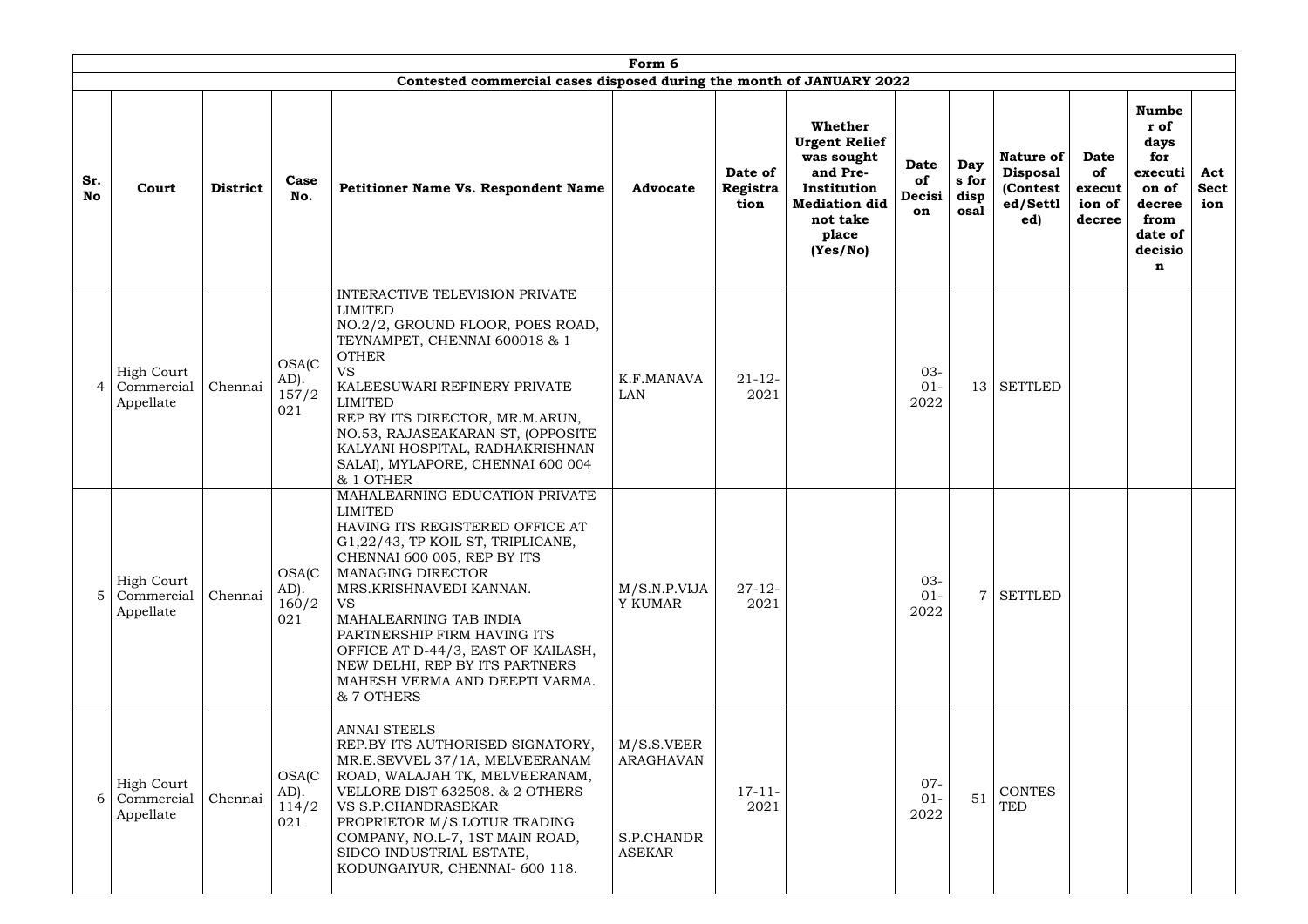| Form 6 | | | | | | | | | | | | | | |
|---|---|---|---|---|---|---|---|---|---|---|---|---|---|---|
| **Contested commercial cases disposed during the month of JANUARY 2022** | | | | | | | | | | | | | | |
| **Sr. No** | **Court** | **District** | **Case No.** | **Petitioner Name Vs. Respondent Name** | **Advocate** | **Date of Registration** | **Whether Urgent Relief was sought and Pre-Institution Mediation did not take place (Yes/No)** | **Date of Decision** | **Days for disposal** | **Nature of Disposal (Contested/Settled)** | **Date of execution of decree** | **Number of days for execution of decree from date of decision** | **Act Section** | |
| 4 | High Court Commercial Appellate | Chennai | OSA(CAD). 157/2021 | INTERACTIVE TELEVISION PRIVATE LIMITED NO.2/2, GROUND FLOOR, POES ROAD, TEYNAMPET, CHENNAI 600018 & 1 OTHER VS KALEESUWARI REFINERY PRIVATE LIMITED REP BY ITS DIRECTOR, MR.M.ARUN, NO.53, RAJASEAKARAN ST, (OPPOSITE KALYANI HOSPITAL, RADHAKRISHNAN SALAI), MYLAPORE, CHENNAI 600 004 & 1 OTHER | K.F.MANAVALAN | 21-12-2021 | | 03-01-2022 | 13 | SETTLED | | | | |
| 5 | High Court Commercial Appellate | Chennai | OSA(CAD). 160/2021 | MAHALEARNING EDUCATION PRIVATE LIMITED HAVING ITS REGISTERED OFFICE AT G1,22/43, TP KOIL ST, TRIPLICANE, CHENNAI 600 005, REP BY ITS MANAGING DIRECTOR MRS.KRISHNAVEDI KANNAN. VS MAHALEARNING TAB INDIA PARTNERSHIP FIRM HAVING ITS OFFICE AT D-44/3, EAST OF KAILASH, NEW DELHI, REP BY ITS PARTNERS MAHESH VERMA AND DEEPTI VARMA. & 7 OTHERS | M/S.N.P.VIJAY KUMAR | 27-12-2021 | | 03-01-2022 | 7 | SETTLED | | | | |
| 6 | High Court Commercial Appellate | Chennai | OSA(CAD). 114/2021 | ANNAI STEELS REP.BY ITS AUTHORISED SIGNATORY, MR.E.SEVVEL 37/1A, MELVEERANAM ROAD, WALAJAH TK, MELVEERANAM, VELLORE DIST 632508. & 2 OTHERS VS S.P.CHANDRASEKAR PROPRIETOR M/S.LOTUR TRADING COMPANY, NO.L-7, 1ST MAIN ROAD, SIDCO INDUSTRIAL ESTATE, KODUNGAIYUR, CHENNAI- 600 118. | M/S.S.VEERARAGHAVAN S.P.CHANDRASEKAR | 17-11-2021 | | 07-01-2022 | 51 | CONTESTED | | | | |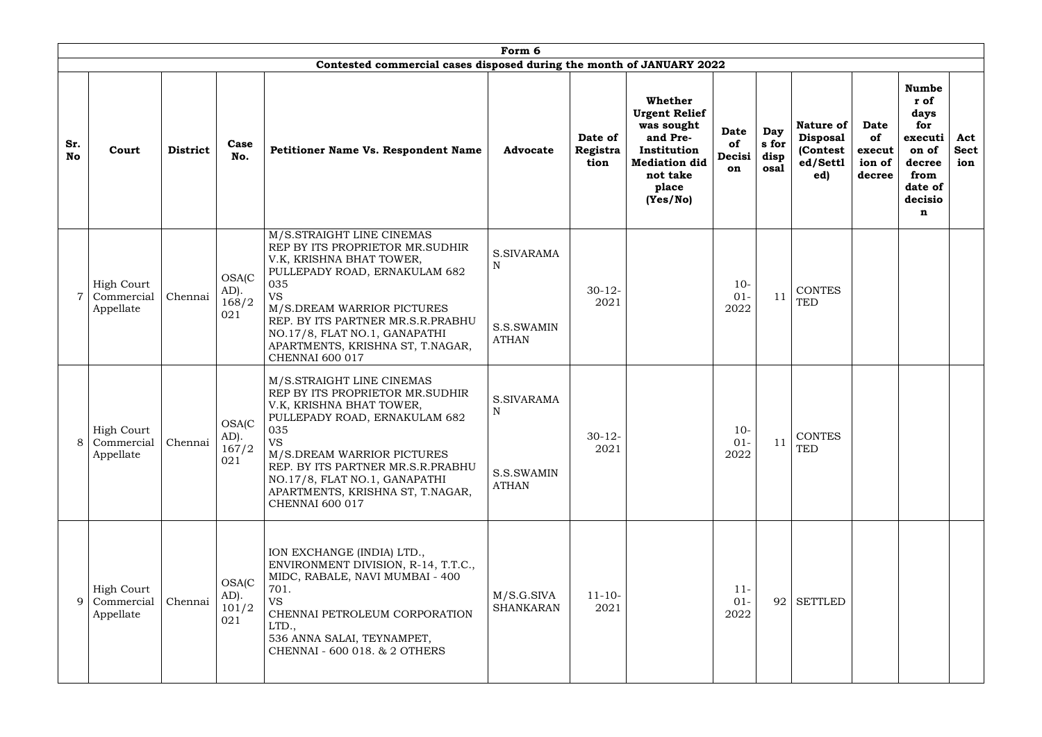| Form 6 | | | | | | | | | | | | | |
|---|---|---|---|---|---|---|---|---|---|---|---|---|---|
| **Contested commercial cases disposed during the month of JANUARY 2022** | | | | | | | | | | | | | |
| **Sr. No** | **Court** | **District** | **Case No.** | **Petitioner Name Vs. Respondent Name** | **Advocate** | **Date of Registration** | **Whether Urgent Relief was sought and Pre-Institution Mediation did not take place (Yes/No)** | **Date of Decision** | **Days for disposal** | **Nature of Disposal (Contested/Settled)** | **Date of execution of decree** | **Number of days for execution of decree from date of decision** | **Act Section** |
| 7 | High Court Commercial Appellate | Chennai | OSA(CAD). 168/2021 | M/S.STRAIGHT LINE CINEMAS REP BY ITS PROPRIETOR MR.SUDHIR V.K, KRISHNA BHAT TOWER, PULLEPADY ROAD, ERNAKULAM 682 035 VS M/S.DREAM WARRIOR PICTURES REP. BY ITS PARTNER MR.S.R.PRABHU NO.17/8, FLAT NO.1, GANAPATHI APARTMENTS, KRISHNA ST, T.NAGAR, CHENNAI 600 017 | S.SIVARAMAN S.S.SWAMINATHAN | 30-12-2021 | | 10-01-2022 | 11 | CONTESTED | | | |
| 8 | High Court Commercial Appellate | Chennai | OSA(CAD). 167/2021 | M/S.STRAIGHT LINE CINEMAS REP BY ITS PROPRIETOR MR.SUDHIR V.K, KRISHNA BHAT TOWER, PULLEPADY ROAD, ERNAKULAM 682 035 VS M/S.DREAM WARRIOR PICTURES REP. BY ITS PARTNER MR.S.R.PRABHU NO.17/8, FLAT NO.1, GANAPATHI APARTMENTS, KRISHNA ST, T.NAGAR, CHENNAI 600 017 | S.SIVARAMAN S.S.SWAMINATHAN | 30-12-2021 | | 10-01-2022 | 11 | CONTESTED | | | |
| 9 | High Court Commercial Appellate | Chennai | OSA(CAD). 101/2021 | ION EXCHANGE (INDIA) LTD., ENVIRONMENT DIVISION, R-14, T.T.C., MIDC, RABALE, NAVI MUMBAI - 400 701. VS CHENNAI PETROLEUM CORPORATION LTD., 536 ANNA SALAI, TEYNAMPET, CHENNAI - 600 018. & 2 OTHERS | M/S.G.SIVA SHANKARAN | 11-10-2021 | | 11-01-2022 | 92 | SETTLED | | | |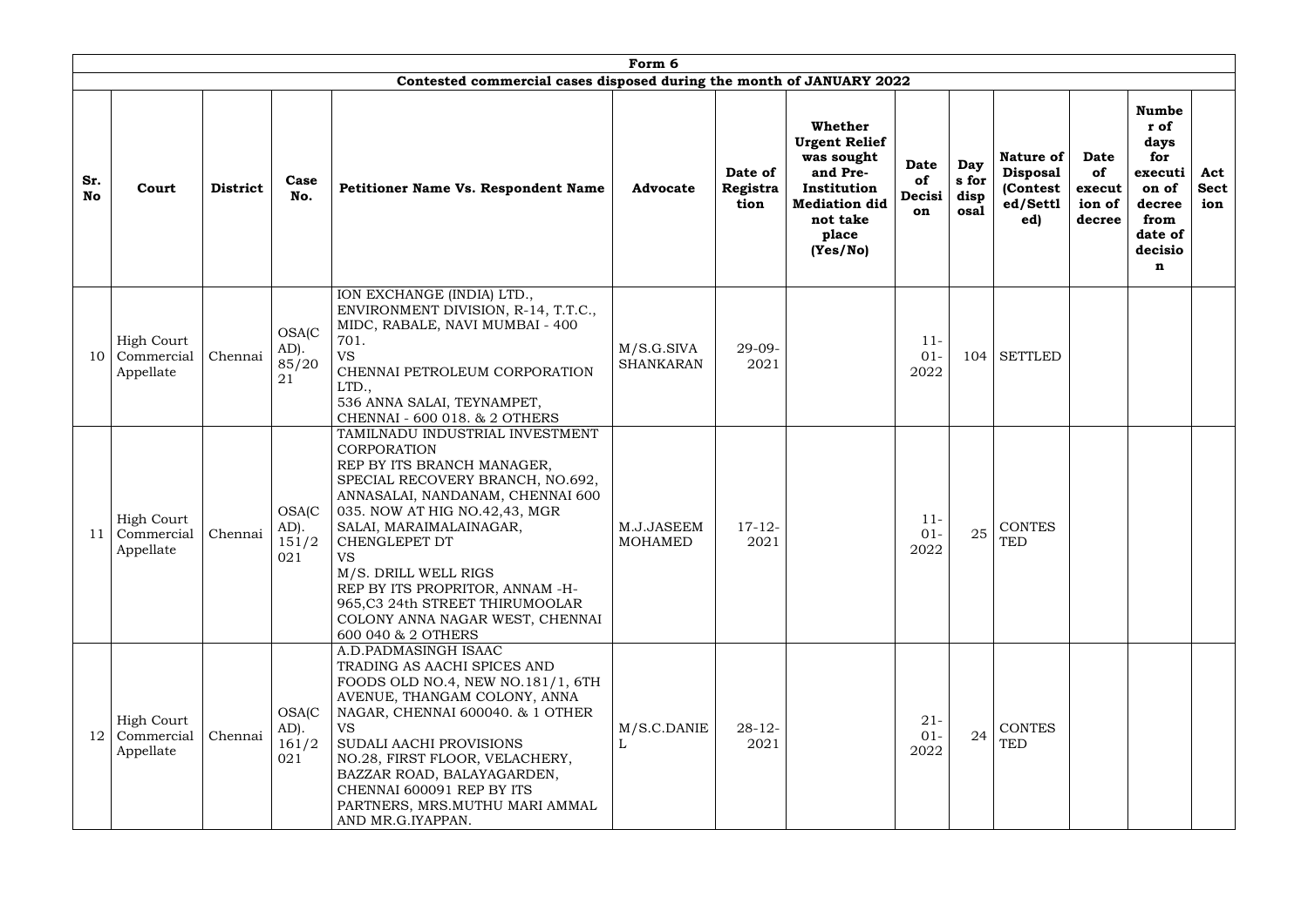| Form 6 | | | | | | | | | | | | | | |
|---|---|---|---|---|---|---|---|---|---|---|---|---|---|---|
| Contested commercial cases disposed during the month of JANUARY 2022 | | | | | | | | | | | | | | |
| **Sr. No** | **Court** | **District** | **Case No.** | **Petitioner Name Vs. Respondent Name** | **Advocate** | **Date of Registration** | **Whether Urgent Relief was sought and Pre-Institution Mediation did not take place (Yes/No)** | **Date of Decision** | **Days for disposal** | **Nature of Disposal (Contested/Settled)** | **Date of execution of decree** | **Number of days for execution of decree from date of decision** | **Act Section** |
| 10 | High Court Commercial Appellate | Chennai | OSA(CAD). 85/2021 | ION EXCHANGE (INDIA) LTD., ENVIRONMENT DIVISION, R-14, T.T.C., MIDC, RABALE, NAVI MUMBAI - 400 701. VS CHENNAI PETROLEUM CORPORATION LTD., 536 ANNA SALAI, TEYNAMPET, CHENNAI - 600 018. & 2 OTHERS | M/S.G.SIVA SHANKARAN | 29-09-2021 | | 11-01-2022 | 104 | SETTLED | | | |
| 11 | High Court Commercial Appellate | Chennai | OSA(CAD). 151/2021 | TAMILNADU INDUSTRIAL INVESTMENT CORPORATION REP BY ITS BRANCH MANAGER, SPECIAL RECOVERY BRANCH, NO.692, ANNASALAI, NANDANAM, CHENNAI 600 035. NOW AT HIG NO.42,43, MGR SALAI, MARAIMALAINAGAR, CHENGLEPET DT VS M/S. DRILL WELL RIGS REP BY ITS PROPRITOR, ANNAM -H-965,C3 24th STREET THIRUMOOLAR COLONY ANNA NAGAR WEST, CHENNAI 600 040 & 2 OTHERS | M.J.JASEEM MOHAMED | 17-12-2021 | | 11-01-2022 | 25 | CONTESTED | | | |
| 12 | High Court Commercial Appellate | Chennai | OSA(CAD). 161/2021 | A.D.PADMASINGH ISAAC TRADING AS AACHI SPICES AND FOODS OLD NO.4, NEW NO.181/1, 6TH AVENUE, THANGAM COLONY, ANNA NAGAR, CHENNAI 600040. & 1 OTHER VS SUDALI AACHI PROVISIONS NO.28, FIRST FLOOR, VELACHERY, BAZZAR ROAD, BALAYAGARDEN, CHENNAI 600091 REP BY ITS PARTNERS, MRS.MUTHU MARI AMMAL AND MR.G.IYAPPAN. | M/S.C.DANIEL | 28-12-2021 | | 21-01-2022 | 24 | CONTESTED | | | |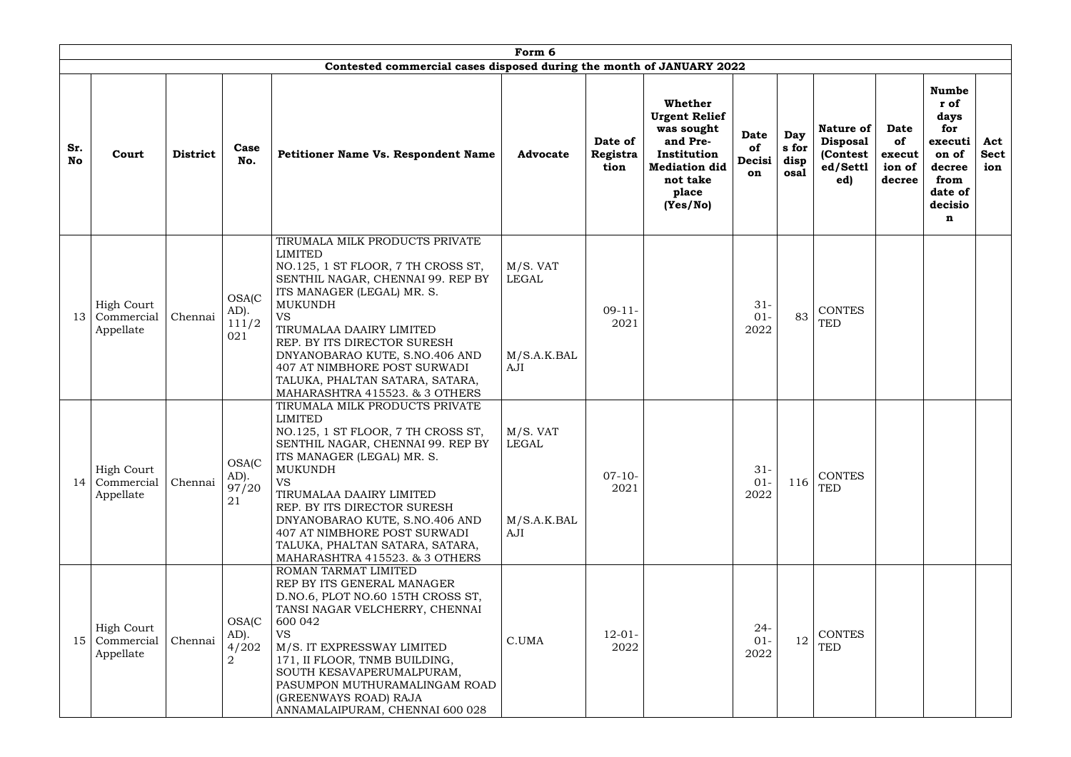# Form 6

## Contested commercial cases disposed during the month of JANUARY 2022

| Sr. No | Court | District | Case No. | Petitioner Name Vs. Respondent Name | Advocate | Date of Registration | Whether Urgent Relief was sought and Pre-Institution Mediation did not take place (Yes/No) | Date of Decision | Days for disposal | Nature of Disposal (Contested/Settled) | Date of execution of decree | Number of days for execution of decree from date of decision | Act Section |
|---|---|---|---|---|---|---|---|---|---|---|---|---|---|
| 13 | High Court Commercial Appellate | Chennai | OSA(CAD). 111/2021 | TIRUMALA MILK PRODUCTS PRIVATE LIMITED NO.125, 1 ST FLOOR, 7 TH CROSS ST, SENTHIL NAGAR, CHENNAI 99. REP BY ITS MANAGER (LEGAL) MR. S. MUKUNDH VS TIRUMALAA DAAIRY LIMITED REP. BY ITS DIRECTOR SURESH DNYANOBARAO KUTE, S.NO.406 AND 407 AT NIMBHORE POST SURWADI TALUKA, PHALTAN SATARA, SATARA, MAHARASHTRA 415523. & 3 OTHERS | M/S. VAT LEGAL M/S.A.K.BALAJI | 09-11-2021 | | 31-01-2022 | 83 | CONTESTED | | | |
| 14 | High Court Commercial Appellate | Chennai | OSA(CAD). 97/2021 | TIRUMALA MILK PRODUCTS PRIVATE LIMITED NO.125, 1 ST FLOOR, 7 TH CROSS ST, SENTHIL NAGAR, CHENNAI 99. REP BY ITS MANAGER (LEGAL) MR. S. MUKUNDH VS TIRUMALAA DAAIRY LIMITED REP. BY ITS DIRECTOR SURESH DNYANOBARAO KUTE, S.NO.406 AND 407 AT NIMBHORE POST SURWADI TALUKA, PHALTAN SATARA, SATARA, MAHARASHTRA 415523. & 3 OTHERS | M/S. VAT LEGAL M/S.A.K.BALAJI | 07-10-2021 | | 31-01-2022 | 116 | CONTESTED | | | |
| 15 | High Court Commercial Appellate | Chennai | OSA(CAD). 4/2022 | ROMAN TARMAT LIMITED REP BY ITS GENERAL MANAGER D.NO.6, PLOT NO.60 15TH CROSS ST, TANSI NAGAR VELCHERRY, CHENNAI 600 042 VS M/S. IT EXPRESSWAY LIMITED 171, II FLOOR, TNMB BUILDING, SOUTH KESAVAPERUMALPURAM, PASUMPON MUTHURAMALINGAM ROAD (GREENWAYS ROAD) RAJA ANNAMALAIPURAM, CHENNAI 600 028 | C.UMA | 12-01-2022 | | 24-01-2022 | 12 | CONTESTED | | | |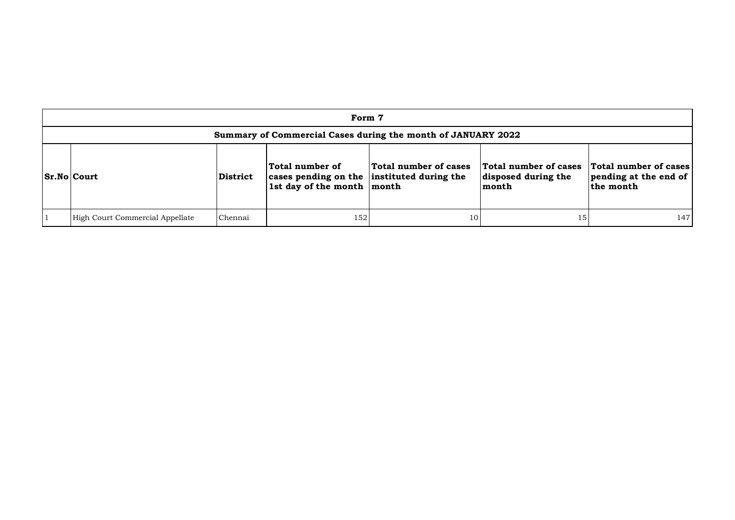# Form 7

## Summary of Commercial Cases during the month of JANUARY 2022

| Sr.No | Court | District | Total number of cases pending on the 1st day of the month | Total number of cases instituted during the month | Total number of cases disposed during the month | Total number of cases pending at the end of the month |
|---|---|---|---|---|---|---|
| 1 | High Court Commercial Appellate | Chennai | 152 | 10 | 15 | 147 |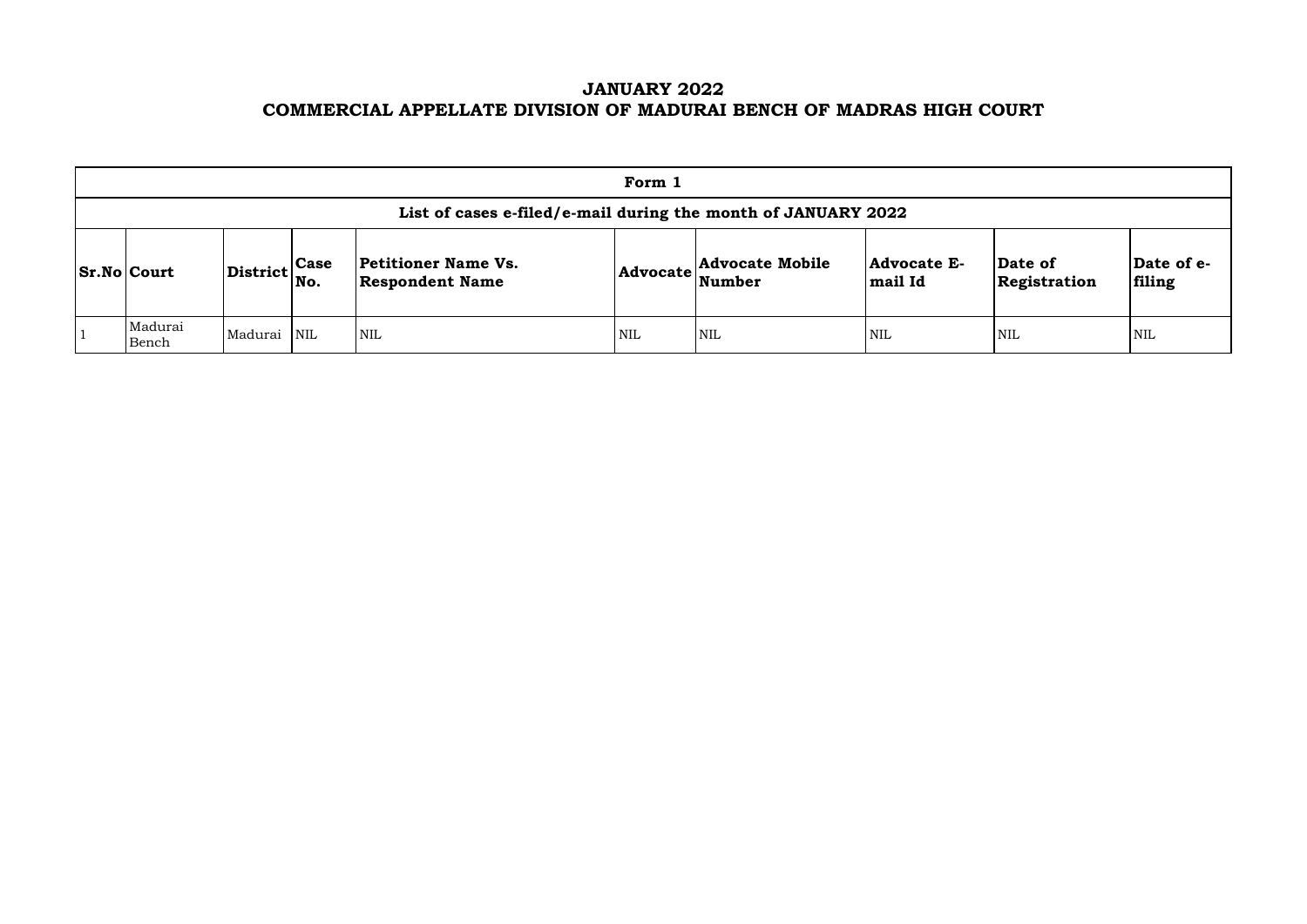# JANUARY 2022
# COMMERCIAL APPELLATE DIVISION OF MADURAI BENCH OF MADRAS HIGH COURT

| Form 1 | | | | | | | | | |
|---|---|---|---|---|---|---|---|---|---|
| **List of cases e-filed/e-mail during the month of JANUARY 2022** | | | | | | | | | |
| **Sr.No** | **Court** | **District** | **Case No.** | **Petitioner Name Vs. Respondent Name** | **Advocate** | **Advocate Mobile Number** | **Advocate E-mail Id** | **Date of Registration** | **Date of e-filing** |
| 1 | Madurai Bench | Madurai | NIL | NIL | NIL | NIL | NIL | NIL | NIL |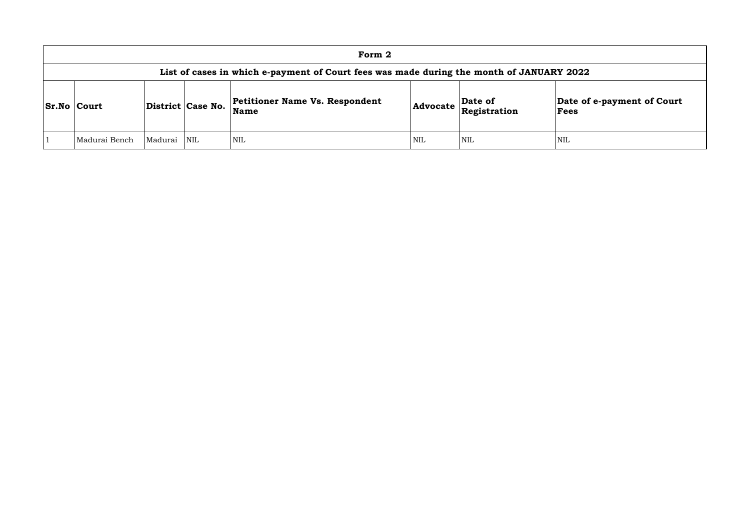| Form 2 | | | | | | | |
|---|---|---|---|---|---|---|---|
| List of cases in which e-payment of Court fees was made during the month of JANUARY 2022 | | | | | | | |
| **Sr.No** | **Court** | **District** | **Case No.** | **Petitioner Name Vs. Respondent Name** | **Advocate** | **Date of Registration** | **Date of e-payment of Court Fees** |
| 1 | Madurai Bench | Madurai | NIL | NIL | NIL | NIL | NIL |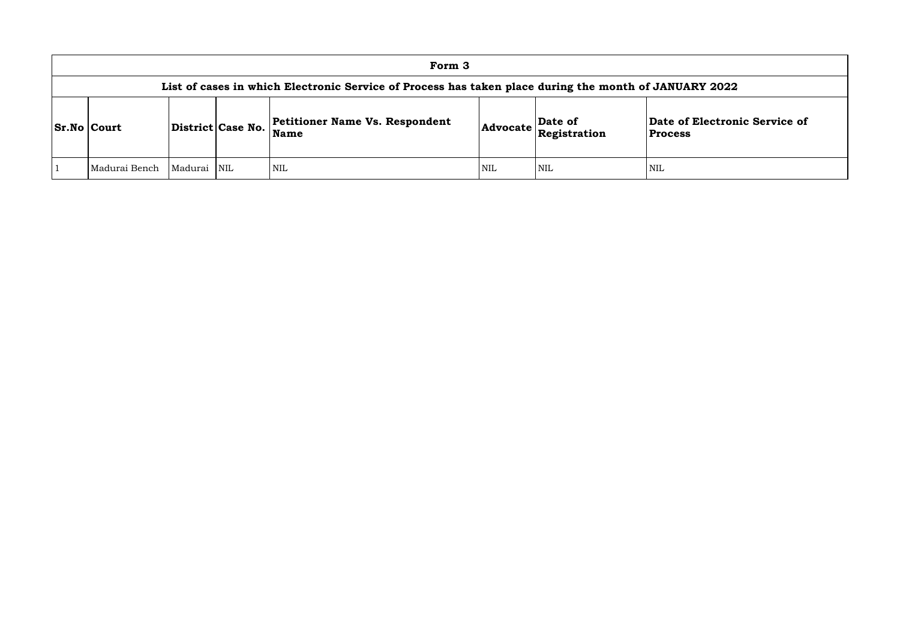# Form 3

## List of cases in which Electronic Service of Process has taken place during the month of JANUARY 2022

| Sr.No | Court | District | Case No. | Petitioner Name Vs. Respondent Name | Advocate | Date of Registration | Date of Electronic Service of Process |
|---|---|---|---|---|---|---|---|
| 1 | Madurai Bench | Madurai | NIL | NIL | NIL | NIL | NIL |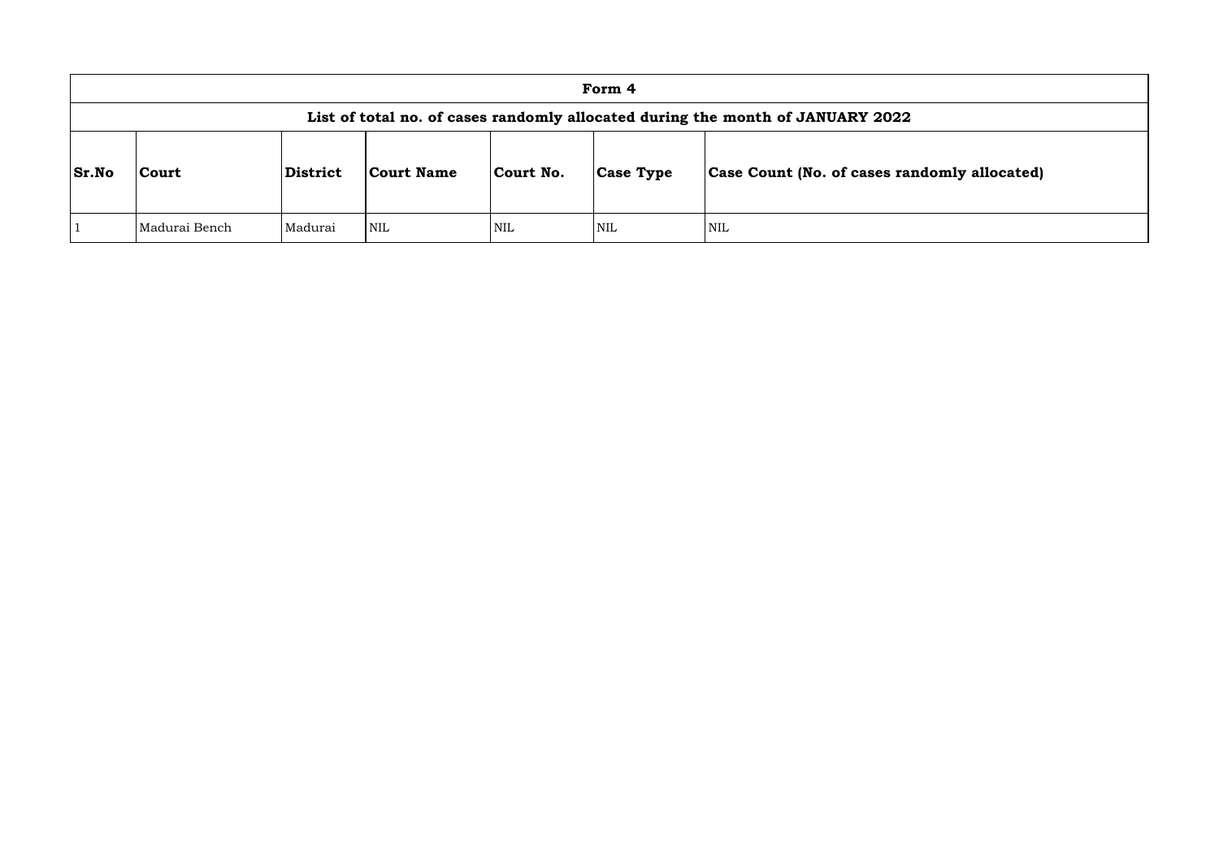| Form 4 | | | | | | |
|---|---|---|---|---|---|---|
| **List of total no. of cases randomly allocated during the month of JANUARY 2022** | | | | | | |
| **Sr.No** | **Court** | **District** | **Court Name** | **Court No.** | **Case Type** | **Case Count (No. of cases randomly allocated)** |
| 1 | Madurai Bench | Madurai | NIL | NIL | NIL | NIL |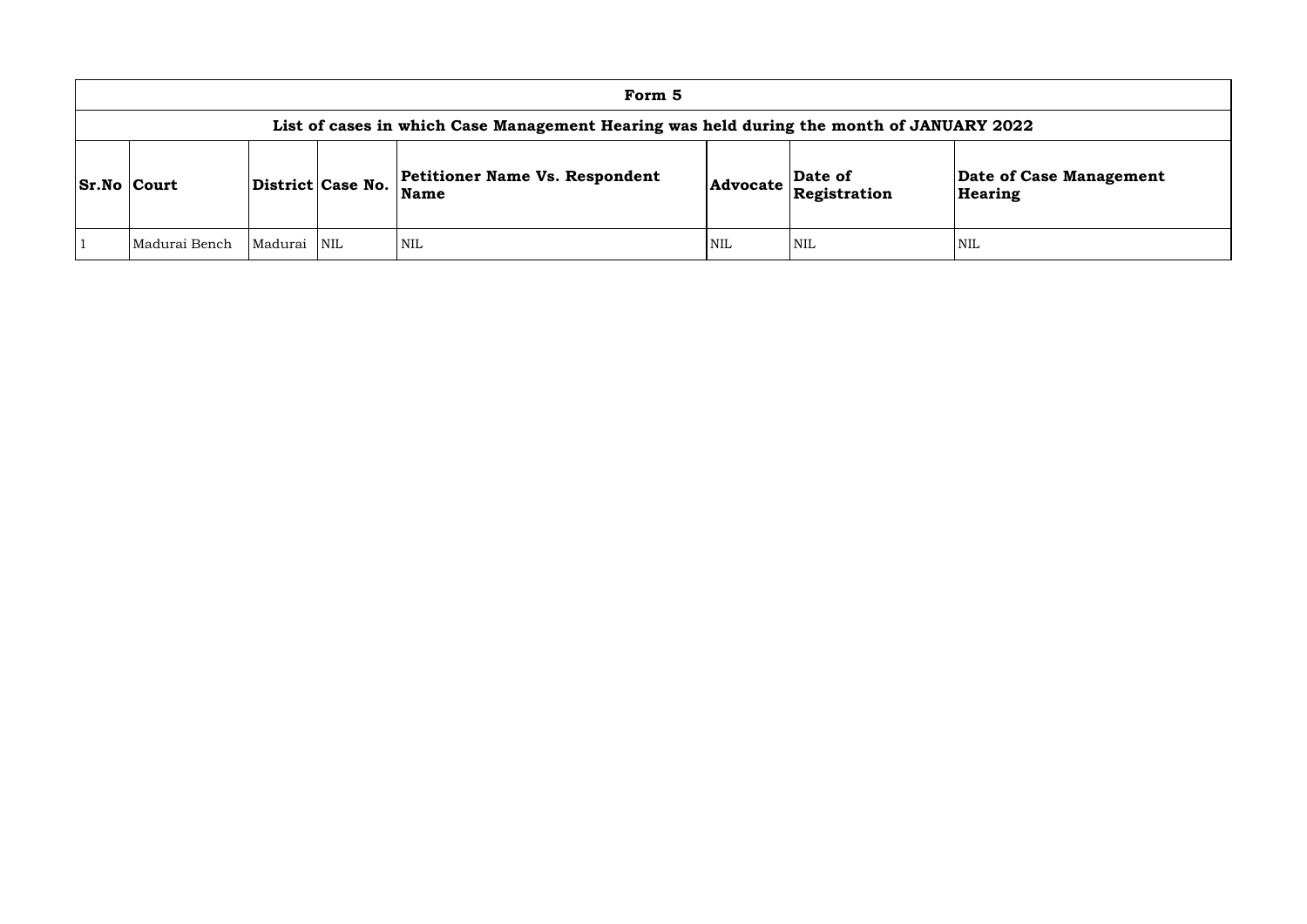## Form 5

### List of cases in which Case Management Hearing was held during the month of JANUARY 2022

| Sr.No | Court | District | Case No. | Petitioner Name Vs. Respondent Name | Advocate | Date of Registration | Date of Case Management Hearing |
|---|---|---|---|---|---|---|---|
| 1 | Madurai Bench | Madurai | NIL | NIL | NIL | NIL | NIL |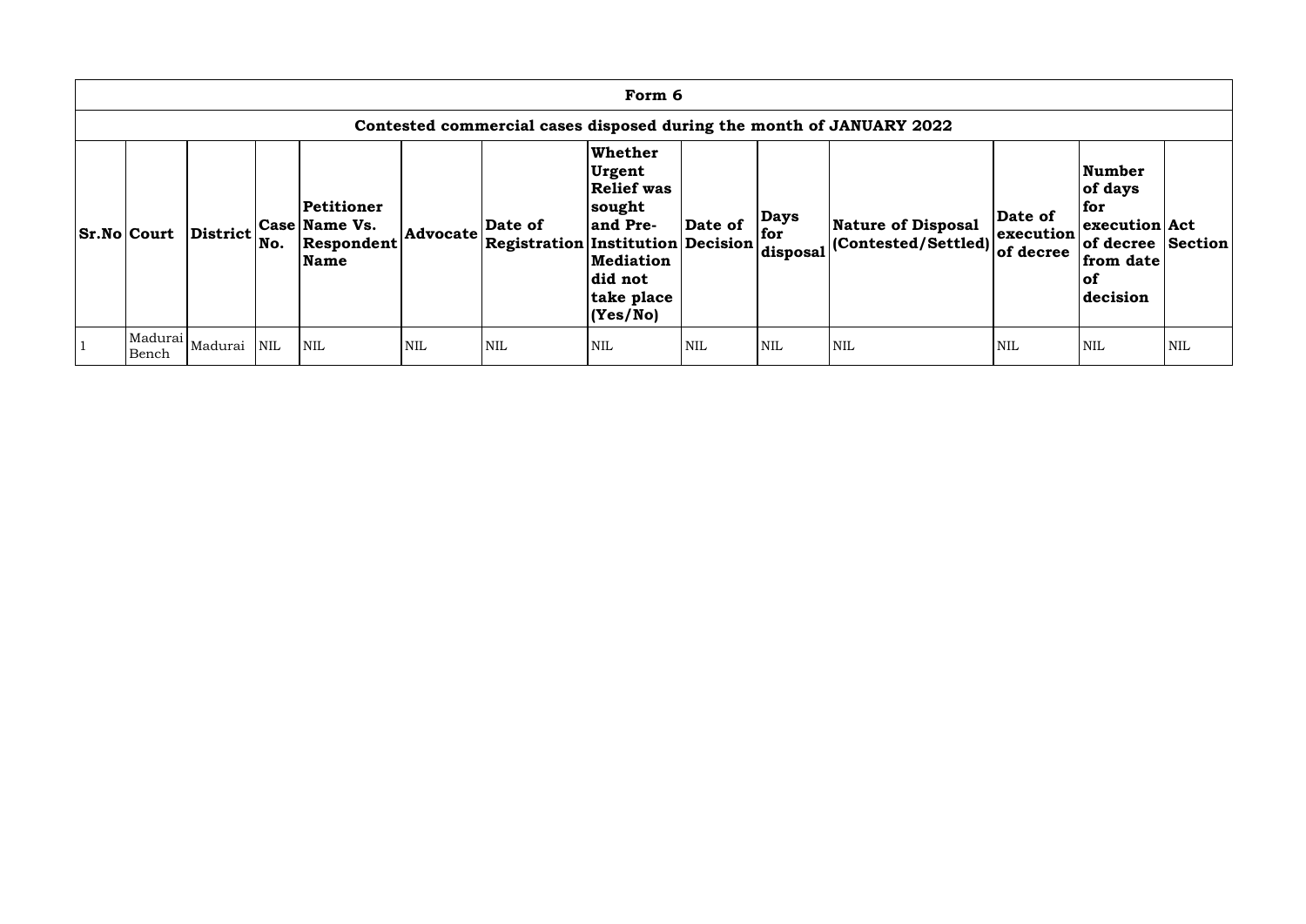# Form 6

## Contested commercial cases disposed during the month of JANUARY 2022

| Sr.No | Court | District | Case No. | Petitioner Name Vs. Respondent Name | Advocate | Date of Registration | Whether Urgent Relief was sought and Pre-Institution Mediation did not take place (Yes/No) | Date of Decision | Days for disposal | Nature of Disposal (Contested/Settled) | Date of execution of decree | Number of days for execution of decree from date of decision | Act Section |
|---|---|---|---|---|---|---|---|---|---|---|---|---|---|
| 1 | Madurai Bench | Madurai | NIL | NIL | NIL | NIL | NIL | NIL | NIL | NIL | NIL | NIL | NIL |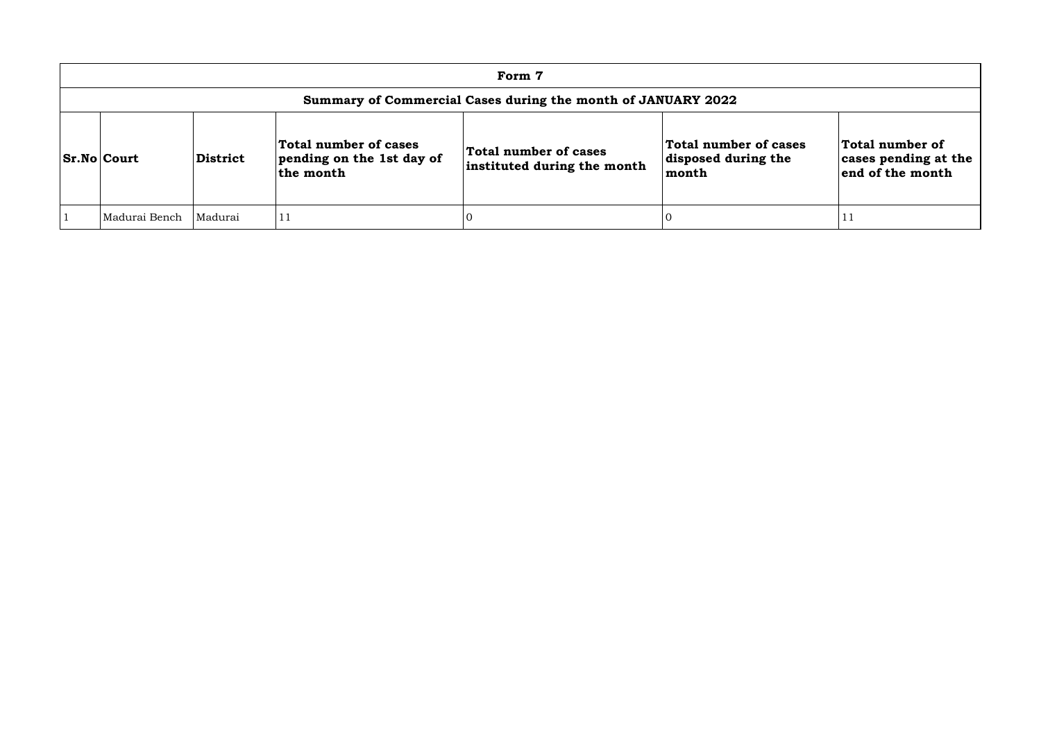## Form 7

### Summary of Commercial Cases during the month of JANUARY 2022

| Sr.No | Court | District | Total number of cases pending on the 1st day of the month | Total number of cases instituted during the month | Total number of cases disposed during the month | Total number of cases pending at the end of the month |
|---|---|---|---|---|---|---|
| 1 | Madurai Bench | Madurai | 11 | 0 | 0 | 11 |